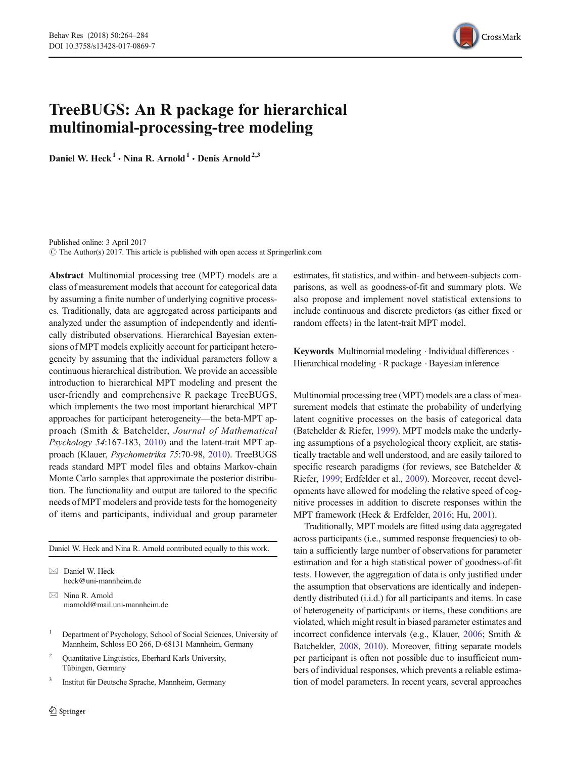# TreeBUGS: An R package for hierarchical multinomial-processing-tree modeling

**Daniel W. Heck**[1] · **Nina R. Arnold**[1] · **Denis Arnold**[2,3]

Published online: 3 April 2017
© The Author(s) 2017. This article is published with open access at Springerlink.com

**Abstract** Multinomial processing tree (MPT) models are a class of measurement models that account for categorical data by assuming a finite number of underlying cognitive processes. Traditionally, data are aggregated across participants and analyzed under the assumption of independently and identically distributed observations. Hierarchical Bayesian extensions of MPT models explicitly account for participant heterogeneity by assuming that the individual parameters follow a continuous hierarchical distribution. We provide an accessible introduction to hierarchical MPT modeling and present the user-friendly and comprehensive R package TreeBUGS, which implements the two most important hierarchical MPT approaches for participant heterogeneity—the beta-MPT approach (Smith & Batchelder, *Journal of Mathematical Psychology 54*:167-183, 2010) and the latent-trait MPT approach (Klauer, *Psychometrika 75*:70-98, 2010). TreeBUGS reads standard MPT model files and obtains Markov-chain Monte Carlo samples that approximate the posterior distribution. The functionality and output are tailored to the specific needs of MPT modelers and provide tests for the homogeneity of items and participants, individual and group parameter estimates, fit statistics, and within- and between-subjects comparisons, as well as goodness-of-fit and summary plots. We also propose and implement novel statistical extensions to include continuous and discrete predictors (as either fixed or random effects) in the latent-trait MPT model.

**Keywords** Multinomial modeling · Individual differences · Hierarchical modeling · R package · Bayesian inference

Daniel W. Heck and Nina R. Arnold contributed equally to this work.

✉ Daniel W. Heck
heck@uni-mannheim.de

✉ Nina R. Arnold
niarnold@mail.uni-mannheim.de

[1] Department of Psychology, School of Social Sciences, University of Mannheim, Schloss EO 266, D-68131 Mannheim, Germany

[2] Quantitative Linguistics, Eberhard Karls University, Tübingen, Germany

[3] Institut für Deutsche Sprache, Mannheim, Germany

Multinomial processing tree (MPT) models are a class of measurement models that estimate the probability of underlying latent cognitive processes on the basis of categorical data (Batchelder & Riefer, 1999). MPT models make the underlying assumptions of a psychological theory explicit, are statistically tractable and well understood, and are easily tailored to specific research paradigms (for reviews, see Batchelder & Riefer, 1999; Erdfelder et al., 2009). Moreover, recent developments have allowed for modeling the relative speed of cognitive processes in addition to discrete responses within the MPT framework (Heck & Erdfelder, 2016; Hu, 2001).

Traditionally, MPT models are fitted using data aggregated across participants (i.e., summed response frequencies) to obtain a sufficiently large number of observations for parameter estimation and for a high statistical power of goodness-of-fit tests. However, the aggregation of data is only justified under the assumption that observations are identically and independently distributed (i.i.d.) for all participants and items. In case of heterogeneity of participants or items, these conditions are violated, which might result in biased parameter estimates and incorrect confidence intervals (e.g., Klauer, 2006; Smith & Batchelder, 2008, 2010). Moreover, fitting separate models per participant is often not possible due to insufficient numbers of individual responses, which prevents a reliable estimation of model parameters. In recent years, several approaches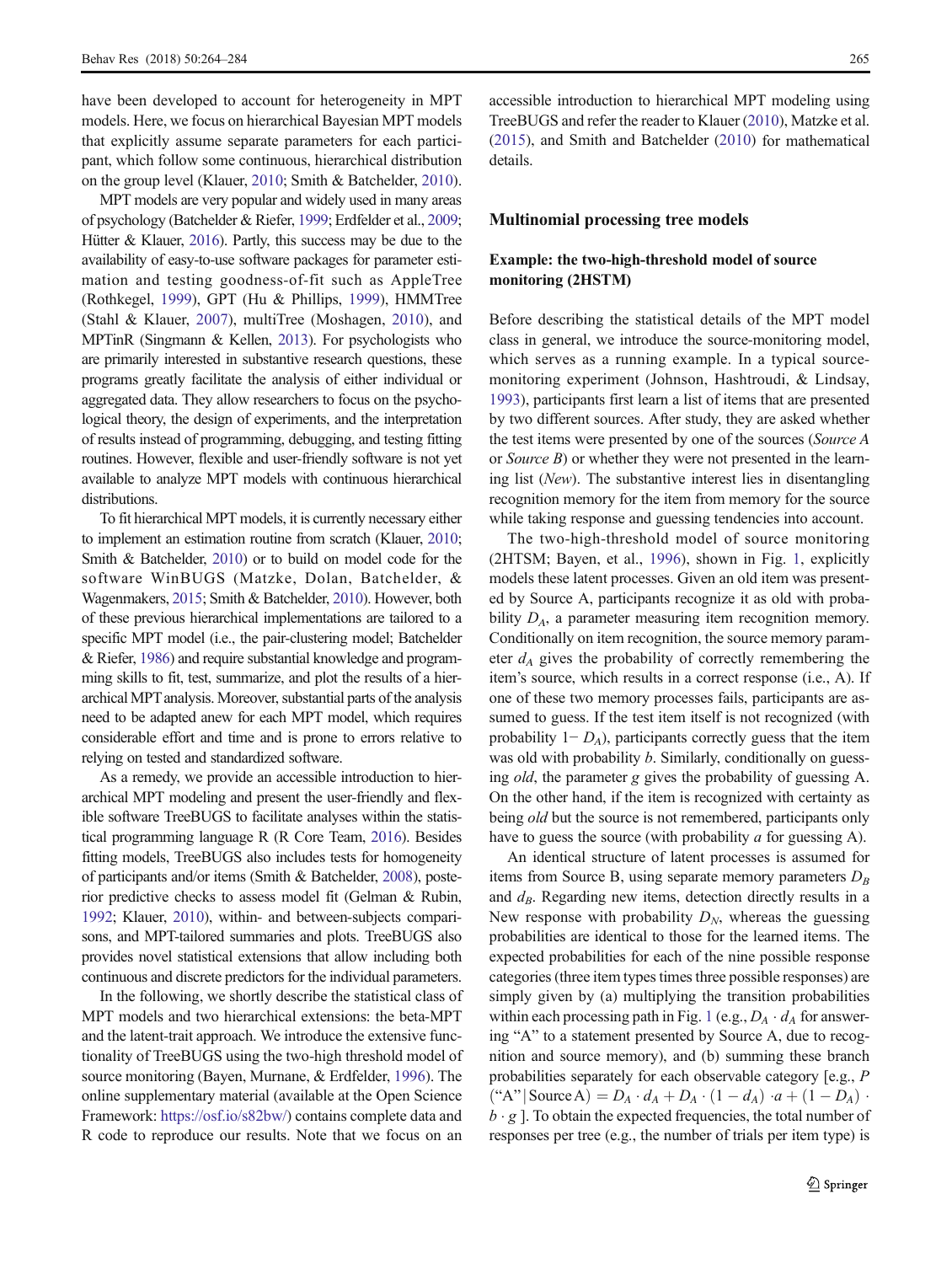have been developed to account for heterogeneity in MPT models. Here, we focus on hierarchical Bayesian MPT models that explicitly assume separate parameters for each participant, which follow some continuous, hierarchical distribution on the group level (Klauer, 2010; Smith & Batchelder, 2010).

MPT models are very popular and widely used in many areas of psychology (Batchelder & Riefer, 1999; Erdfelder et al., 2009; Hütter & Klauer, 2016). Partly, this success may be due to the availability of easy-to-use software packages for parameter estimation and testing goodness-of-fit such as AppleTree (Rothkegel, 1999), GPT (Hu & Phillips, 1999), HMMTree (Stahl & Klauer, 2007), multiTree (Moshagen, 2010), and MPTinR (Singmann & Kellen, 2013). For psychologists who are primarily interested in substantive research questions, these programs greatly facilitate the analysis of either individual or aggregated data. They allow researchers to focus on the psychological theory, the design of experiments, and the interpretation of results instead of programming, debugging, and testing fitting routines. However, flexible and user-friendly software is not yet available to analyze MPT models with continuous hierarchical distributions.

To fit hierarchical MPT models, it is currently necessary either to implement an estimation routine from scratch (Klauer, 2010; Smith & Batchelder, 2010) or to build on model code for the software WinBUGS (Matzke, Dolan, Batchelder, & Wagenmakers, 2015; Smith & Batchelder, 2010). However, both of these previous hierarchical implementations are tailored to a specific MPT model (i.e., the pair-clustering model; Batchelder & Riefer, 1986) and require substantial knowledge and programming skills to fit, test, summarize, and plot the results of a hierarchical MPT analysis. Moreover, substantial parts of the analysis need to be adapted anew for each MPT model, which requires considerable effort and time and is prone to errors relative to relying on tested and standardized software.

As a remedy, we provide an accessible introduction to hierarchical MPT modeling and present the user-friendly and flexible software TreeBUGS to facilitate analyses within the statistical programming language R (R Core Team, 2016). Besides fitting models, TreeBUGS also includes tests for homogeneity of participants and/or items (Smith & Batchelder, 2008), posterior predictive checks to assess model fit (Gelman & Rubin, 1992; Klauer, 2010), within- and between-subjects comparisons, and MPT-tailored summaries and plots. TreeBUGS also provides novel statistical extensions that allow including both continuous and discrete predictors for the individual parameters.

In the following, we shortly describe the statistical class of MPT models and two hierarchical extensions: the beta-MPT and the latent-trait approach. We introduce the extensive functionality of TreeBUGS using the two-high threshold model of source monitoring (Bayen, Murnane, & Erdfelder, 1996). The online supplementary material (available at the Open Science Framework: https://osf.io/s82bw/) contains complete data and R code to reproduce our results. Note that we focus on an accessible introduction to hierarchical MPT modeling using TreeBUGS and refer the reader to Klauer (2010), Matzke et al. (2015), and Smith and Batchelder (2010) for mathematical details.

## Multinomial processing tree models

### Example: the two-high-threshold model of source monitoring (2HSTM)

Before describing the statistical details of the MPT model class in general, we introduce the source-monitoring model, which serves as a running example. In a typical source-monitoring experiment (Johnson, Hashtroudi, & Lindsay, 1993), participants first learn a list of items that are presented by two different sources. After study, they are asked whether the test items were presented by one of the sources (*Source A* or *Source B*) or whether they were not presented in the learning list (*New*). The substantive interest lies in disentangling recognition memory for the item from memory for the source while taking response and guessing tendencies into account.

The two-high-threshold model of source monitoring (2HTSM; Bayen, et al., 1996), shown in Fig. 1, explicitly models these latent processes. Given an old item was presented by Source A, participants recognize it as old with probability $D_A$, a parameter measuring item recognition memory. Conditionally on item recognition, the source memory parameter $d_A$ gives the probability of correctly remembering the item's source, which results in a correct response (i.e., A). If one of these two memory processes fails, participants are assumed to guess. If the test item itself is not recognized (with probability $1- D_A$), participants correctly guess that the item was old with probability $b$. Similarly, conditionally on guessing *old*, the parameter $g$ gives the probability of guessing A. On the other hand, if the item is recognized with certainty as being *old* but the source is not remembered, participants only have to guess the source (with probability $a$ for guessing A).

An identical structure of latent processes is assumed for items from Source B, using separate memory parameters $D_B$ and $d_B$. Regarding new items, detection directly results in a New response with probability $D_N$, whereas the guessing probabilities are identical to those for the learned items. The expected probabilities for each of the nine possible response categories (three item types times three possible responses) are simply given by (a) multiplying the transition probabilities within each processing path in Fig. 1 (e.g., $D_A \cdot d_A$ for answering "A" to a statement presented by Source A, due to recognition and source memory), and (b) summing these branch probabilities separately for each observable category [e.g., $P(\text{"A"} \mid \text{Source A}) = D_A \cdot d_A + D_A \cdot (1 - d_A) \cdot a + (1 - D_A) \cdot b \cdot g$ ]. To obtain the expected frequencies, the total number of responses per tree (e.g., the number of trials per item type) is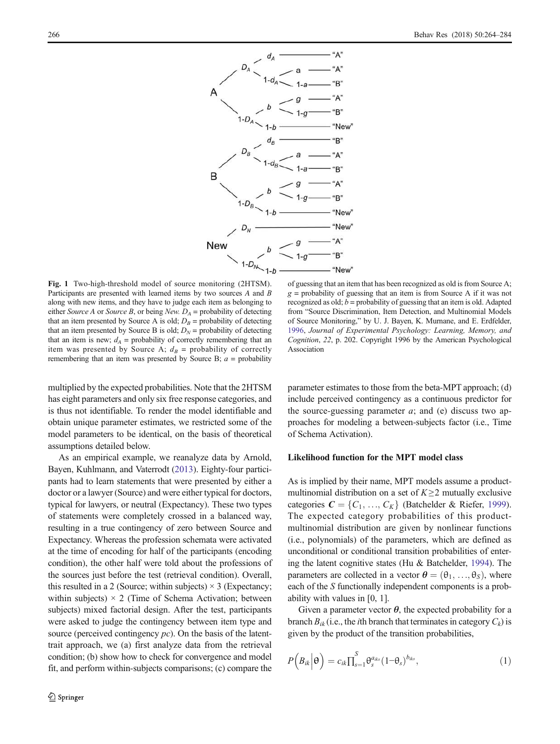**Fig. 1** Two-high-threshold model of source monitoring (2HTSM). Participants are presented with learned items by two sources *A* and *B* along with new items, and they have to judge each item as belonging to either *Source A* or *Source B*, or being *New*. $D_A$ = probability of detecting that an item presented by Source A is old; $D_B$ = probability of detecting that an item presented by Source B is old; $D_N$ = probability of detecting that an item is new; $d_A$ = probability of correctly remembering that an item was presented by Source A; $d_B$ = probability of correctly remembering that an item was presented by Source B; $a$ = probability of guessing that an item that has been recognized as old is from Source A; $g$ = probability of guessing that an item is from Source A if it was not recognized as old; $b$ = probability of guessing that an item is old. Adapted from "Source Discrimination, Item Detection, and Multinomial Models of Source Monitoring," by U. J. Bayen, K. Murnane, and E. Erdfelder, 1996, *Journal of Experimental Psychology: Learning, Memory, and Cognition*, *22*, p. 202. Copyright 1996 by the American Psychological Association

multiplied by the expected probabilities. Note that the 2HTSM has eight parameters and only six free response categories, and is thus not identifiable. To render the model identifiable and obtain unique parameter estimates, we restricted some of the model parameters to be identical, on the basis of theoretical assumptions detailed below.

As an empirical example, we reanalyze data by Arnold, Bayen, Kuhlmann, and Vaterrodt (2013). Eighty-four participants had to learn statements that were presented by either a doctor or a lawyer (Source) and were either typical for doctors, typical for lawyers, or neutral (Expectancy). These two types of statements were completely crossed in a balanced way, resulting in a true contingency of zero between Source and Expectancy. Whereas the profession schemata were activated at the time of encoding for half of the participants (encoding condition), the other half were told about the professions of the sources just before the test (retrieval condition). Overall, this resulted in a 2 (Source; within subjects) × 3 (Expectancy; within subjects) × 2 (Time of Schema Activation; between subjects) mixed factorial design. After the test, participants were asked to judge the contingency between item type and source (perceived contingency *pc*). On the basis of the latent-trait approach, we (a) first analyze data from the retrieval condition; (b) show how to check for convergence and model fit, and perform within-subjects comparisons; (c) compare the parameter estimates to those from the beta-MPT approach; (d) include perceived contingency as a continuous predictor for the source-guessing parameter *a*; and (e) discuss two approaches for modeling a between-subjects factor (i.e., Time of Schema Activation).

## Likelihood function for the MPT model class

As is implied by their name, MPT models assume a product-multinomial distribution on a set of $K \geq 2$ mutually exclusive categories $\boldsymbol{C} = \{C_1, \ldots, C_K\}$ (Batchelder & Riefer, 1999). The expected category probabilities of this product-multinomial distribution are given by nonlinear functions (i.e., polynomials) of the parameters, which are defined as unconditional or conditional transition probabilities of entering the latent cognitive states (Hu & Batchelder, 1994). The parameters are collected in a vector $\boldsymbol{\theta} = (\theta_1, \ldots, \theta_S)$, where each of the $S$ functionally independent components is a probability with values in [0, 1].

Given a parameter vector $\boldsymbol{\theta}$, the expected probability for a branch $B_{ik}$ (i.e., the *i*th branch that terminates in category $C_k$) is given by the product of the transition probabilities,

$$P\left(B_{ik}\middle|\theta\right) = c_{ik}\prod_{s=1}^{S}\theta_s^{a_{iks}}(1-\theta_s)^{b_{iks}}, \tag{1}$$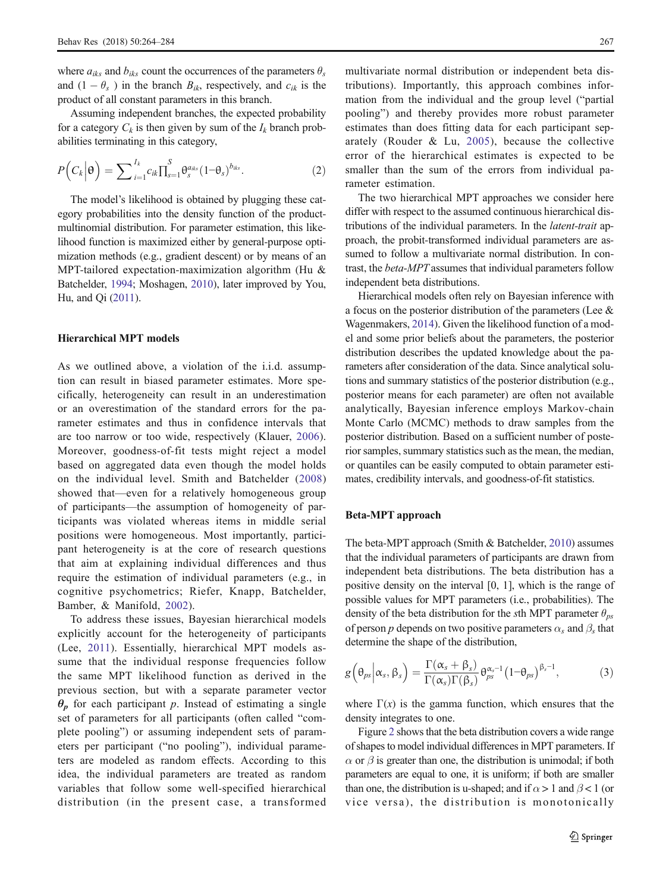where $a_{iks}$ and $b_{iks}$ count the occurrences of the parameters $\theta_s$ and $(1-\theta_s)$ in the branch $B_{ik}$, respectively, and $c_{ik}$ is the product of all constant parameters in this branch.

Assuming independent branches, the expected probability for a category $C_k$ is then given by sum of the $I_k$ branch probabilities terminating in this category,

$$P\left(C_k\middle|\theta\right) = \sum\nolimits_{i=1}^{I_k} c_{ik}\prod\nolimits_{s=1}^{S}\theta_s^{a_{iks}}(1-\theta_s)^{b_{iks}}. \tag{2}$$

The model's likelihood is obtained by plugging these category probabilities into the density function of the product-multinomial distribution. For parameter estimation, this likelihood function is maximized either by general-purpose optimization methods (e.g., gradient descent) or by means of an MPT-tailored expectation-maximization algorithm (Hu & Batchelder, 1994; Moshagen, 2010), later improved by You, Hu, and Qi (2011).

### Hierarchical MPT models

As we outlined above, a violation of the i.i.d. assumption can result in biased parameter estimates. More specifically, heterogeneity can result in an underestimation or an overestimation of the standard errors for the parameter estimates and thus in confidence intervals that are too narrow or too wide, respectively (Klauer, 2006). Moreover, goodness-of-fit tests might reject a model based on aggregated data even though the model holds on the individual level. Smith and Batchelder (2008) showed that—even for a relatively homogeneous group of participants—the assumption of homogeneity of participants was violated whereas items in middle serial positions were homogeneous. Most importantly, participant heterogeneity is at the core of research questions that aim at explaining individual differences and thus require the estimation of individual parameters (e.g., in cognitive psychometrics; Riefer, Knapp, Batchelder, Bamber, & Manifold, 2002).

To address these issues, Bayesian hierarchical models explicitly account for the heterogeneity of participants (Lee, 2011). Essentially, hierarchical MPT models assume that the individual response frequencies follow the same MPT likelihood function as derived in the previous section, but with a separate parameter vector $\boldsymbol{\theta_p}$ for each participant $p$. Instead of estimating a single set of parameters for all participants (often called "complete pooling") or assuming independent sets of parameters per participant ("no pooling"), individual parameters are modeled as random effects. According to this idea, the individual parameters are treated as random variables that follow some well-specified hierarchical distribution (in the present case, a transformed multivariate normal distribution or independent beta distributions). Importantly, this approach combines information from the individual and the group level ("partial pooling") and thereby provides more robust parameter estimates than does fitting data for each participant separately (Rouder & Lu, 2005), because the collective error of the hierarchical estimates is expected to be smaller than the sum of the errors from individual parameter estimation.

The two hierarchical MPT approaches we consider here differ with respect to the assumed continuous hierarchical distributions of the individual parameters. In the *latent-trait* approach, the probit-transformed individual parameters are assumed to follow a multivariate normal distribution. In contrast, the *beta-MPT* assumes that individual parameters follow independent beta distributions.

Hierarchical models often rely on Bayesian inference with a focus on the posterior distribution of the parameters (Lee & Wagenmakers, 2014). Given the likelihood function of a model and some prior beliefs about the parameters, the posterior distribution describes the updated knowledge about the parameters after consideration of the data. Since analytical solutions and summary statistics of the posterior distribution (e.g., posterior means for each parameter) are often not available analytically, Bayesian inference employs Markov-chain Monte Carlo (MCMC) methods to draw samples from the posterior distribution. Based on a sufficient number of posterior samples, summary statistics such as the mean, the median, or quantiles can be easily computed to obtain parameter estimates, credibility intervals, and goodness-of-fit statistics.

### Beta-MPT approach

The beta-MPT approach (Smith & Batchelder, 2010) assumes that the individual parameters of participants are drawn from independent beta distributions. The beta distribution has a positive density on the interval [0, 1], which is the range of possible values for MPT parameters (i.e., probabilities). The density of the beta distribution for the $s$th MPT parameter $\theta_{ps}$ of person $p$ depends on two positive parameters $\alpha_s$ and $\beta_s$ that determine the shape of the distribution,

$$g\left(\theta_{ps}\middle|\alpha_s,\beta_s\right) = \frac{\Gamma(\alpha_s+\beta_s)}{\Gamma(\alpha_s)\Gamma(\beta_s)}\theta_{ps}^{\alpha_s-1}\left(1-\theta_{ps}\right)^{\beta_s-1}, \tag{3}$$

where $\Gamma(x)$ is the gamma function, which ensures that the density integrates to one.

Figure 2 shows that the beta distribution covers a wide range of shapes to model individual differences in MPT parameters. If $\alpha$ or $\beta$ is greater than one, the distribution is unimodal; if both parameters are equal to one, it is uniform; if both are smaller than one, the distribution is u-shaped; and if $\alpha > 1$ and $\beta < 1$ (or vice versa), the distribution is monotonically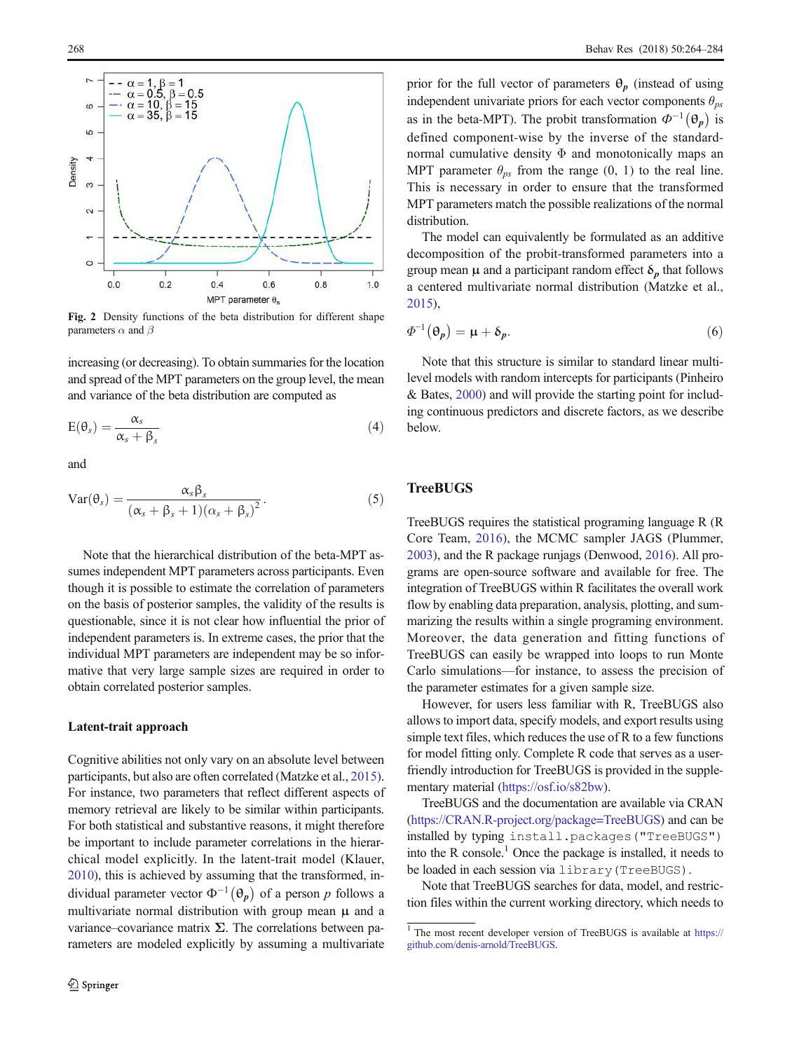Fig. 2 Density functions of the beta distribution for different shape parameters $\alpha$ and $\beta$

increasing (or decreasing). To obtain summaries for the location and spread of the MPT parameters on the group level, the mean and variance of the beta distribution are computed as

$$E(\theta_s) = \frac{\alpha_s}{\alpha_s + \beta_s} \tag{4}$$

and

$$\text{Var}(\theta_s) = \frac{\alpha_s \beta_s}{(\alpha_s + \beta_s + 1)(\alpha_s + \beta_s)^2}. \tag{5}$$

Note that the hierarchical distribution of the beta-MPT assumes independent MPT parameters across participants. Even though it is possible to estimate the correlation of parameters on the basis of posterior samples, the validity of the results is questionable, since it is not clear how influential the prior of independent parameters is. In extreme cases, the prior that the individual MPT parameters are independent may be so informative that very large sample sizes are required in order to obtain correlated posterior samples.

### Latent-trait approach

Cognitive abilities not only vary on an absolute level between participants, but also are often correlated (Matzke et al., 2015). For instance, two parameters that reflect different aspects of memory retrieval are likely to be similar within participants. For both statistical and substantive reasons, it might therefore be important to include parameter correlations in the hierarchical model explicitly. In the latent-trait model (Klauer, 2010), this is achieved by assuming that the transformed, individual parameter vector $\Phi^{-1}(\boldsymbol{\theta}_p)$ of a person $p$ follows a multivariate normal distribution with group mean $\boldsymbol{\mu}$ and a variance–covariance matrix $\boldsymbol{\Sigma}$. The correlations between parameters are modeled explicitly by assuming a multivariate prior for the full vector of parameters $\boldsymbol{\theta}_p$ (instead of using independent univariate priors for each vector components $\theta_{ps}$ as in the beta-MPT). The probit transformation $\Phi^{-1}(\boldsymbol{\theta}_p)$ is defined component-wise by the inverse of the standard-normal cumulative density $\Phi$ and monotonically maps an MPT parameter $\theta_{ps}$ from the range (0, 1) to the real line. This is necessary in order to ensure that the transformed MPT parameters match the possible realizations of the normal distribution.

The model can equivalently be formulated as an additive decomposition of the probit-transformed parameters into a group mean $\boldsymbol{\mu}$ and a participant random effect $\boldsymbol{\delta}_p$ that follows a centered multivariate normal distribution (Matzke et al., 2015),

$$\Phi^{-1}(\boldsymbol{\theta}_p) = \boldsymbol{\mu} + \boldsymbol{\delta}_p. \tag{6}$$

Note that this structure is similar to standard linear multilevel models with random intercepts for participants (Pinheiro & Bates, 2000) and will provide the starting point for including continuous predictors and discrete factors, as we describe below.

## TreeBUGS

TreeBUGS requires the statistical programing language R (R Core Team, 2016), the MCMC sampler JAGS (Plummer, 2003), and the R package runjags (Denwood, 2016). All programs are open-source software and available for free. The integration of TreeBUGS within R facilitates the overall work flow by enabling data preparation, analysis, plotting, and summarizing the results within a single programing environment. Moreover, the data generation and fitting functions of TreeBUGS can easily be wrapped into loops to run Monte Carlo simulations—for instance, to assess the precision of the parameter estimates for a given sample size.

However, for users less familiar with R, TreeBUGS also allows to import data, specify models, and export results using simple text files, which reduces the use of R to a few functions for model fitting only. Complete R code that serves as a user-friendly introduction for TreeBUGS is provided in the supplementary material (https://osf.io/s82bw).

TreeBUGS and the documentation are available via CRAN (https://CRAN.R-project.org/package=TreeBUGS) and can be installed by typing `install.packages("TreeBUGS")` into the R console.[1] Once the package is installed, it needs to be loaded in each session via `library(TreeBUGS)`.

Note that TreeBUGS searches for data, model, and restriction files within the current working directory, which needs to

[1] The most recent developer version of TreeBUGS is available at https://github.com/denis-arnold/TreeBUGS.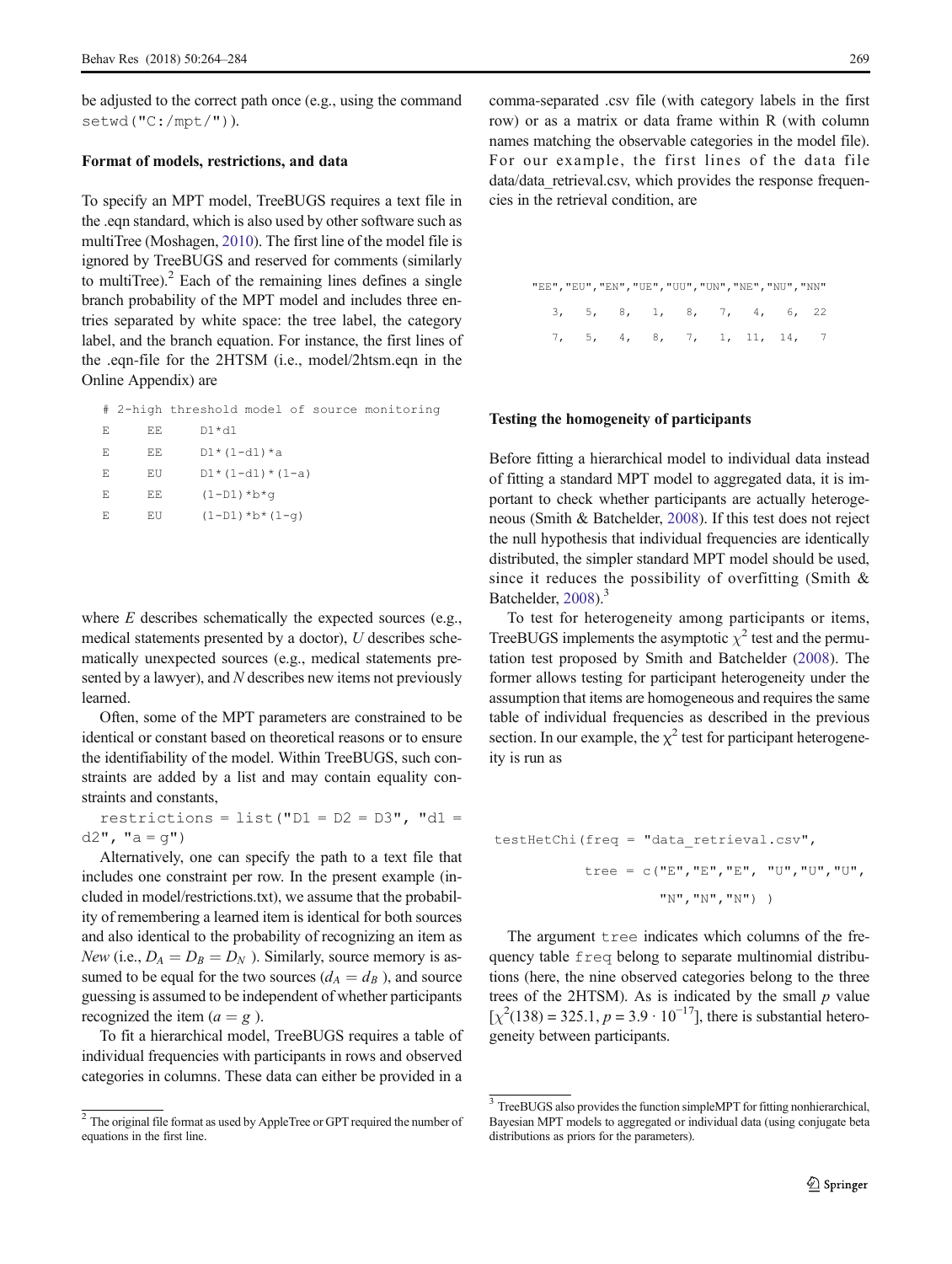be adjusted to the correct path once (e.g., using the command `setwd("C:/mpt/")`).

### Format of models, restrictions, and data

To specify an MPT model, TreeBUGS requires a text file in the .eqn standard, which is also used by other software such as multiTree (Moshagen, 2010). The first line of the model file is ignored by TreeBUGS and reserved for comments (similarly to multiTree).[2] Each of the remaining lines defines a single branch probability of the MPT model and includes three entries separated by white space: the tree label, the category label, and the branch equation. For instance, the first lines of the .eqn-file for the 2HTSM (i.e., model/2htsm.eqn in the Online Appendix) are

```
# 2-high threshold model of source monitoring
E     EE     D1*d1
E     EE     D1*(1-d1)*a
E     EU     D1*(1-d1)*(1-a)
E     EE     (1-D1)*b*g
E     EU     (1-D1)*b*(1-g)
```

where *E* describes schematically the expected sources (e.g., medical statements presented by a doctor), *U* describes schematically unexpected sources (e.g., medical statements presented by a lawyer), and *N* describes new items not previously learned.

Often, some of the MPT parameters are constrained to be identical or constant based on theoretical reasons or to ensure the identifiability of the model. Within TreeBUGS, such constraints are added by a list and may contain equality constraints and constants,

```
restrictions = list("D1 = D2 = D3", "d1 = d2", "a = g")
```

Alternatively, one can specify the path to a text file that includes one constraint per row. In the present example (included in model/restrictions.txt), we assume that the probability of remembering a learned item is identical for both sources and also identical to the probability of recognizing an item as *New* (i.e., $D_A = D_B = D_N$ ). Similarly, source memory is assumed to be equal for the two sources ($d_A = d_B$ ), and source guessing is assumed to be independent of whether participants recognized the item ($a = g$ ).

To fit a hierarchical model, TreeBUGS requires a table of individual frequencies with participants in rows and observed categories in columns. These data can either be provided in a comma-separated .csv file (with category labels in the first row) or as a matrix or data frame within R (with column names matching the observable categories in the model file). For our example, the first lines of the data file data/data_retrieval.csv, which provides the response frequencies in the retrieval condition, are

```
"EE","EU","EN","UE","UU","UN","NE","NU","NN"
   3,   5,   8,   1,   8,   7,   4,   6,  22
   7,   5,   4,   8,   7,   1,  11,  14,   7
```

### Testing the homogeneity of participants

Before fitting a hierarchical model to individual data instead of fitting a standard MPT model to aggregated data, it is important to check whether participants are actually heterogeneous (Smith & Batchelder, 2008). If this test does not reject the null hypothesis that individual frequencies are identically distributed, the simpler standard MPT model should be used, since it reduces the possibility of overfitting (Smith & Batchelder, 2008).[3]

To test for heterogeneity among participants or items, TreeBUGS implements the asymptotic $\chi^2$ test and the permutation test proposed by Smith and Batchelder (2008). The former allows testing for participant heterogeneity under the assumption that items are homogeneous and requires the same table of individual frequencies as described in the previous section. In our example, the $\chi^2$ test for participant heterogeneity is run as

```
testHetChi(freq = "data_retrieval.csv",
           tree = c("E","E","E", "U","U","U",
                    "N","N","N") )
```

The argument `tree` indicates which columns of the frequency table `freq` belong to separate multinomial distributions (here, the nine observed categories belong to the three trees of the 2HTSM). As is indicated by the small *p* value [$\chi^2(138) = 325.1$, $p = 3.9 \cdot 10^{-17}$], there is substantial heterogeneity between participants.

---

[2] The original file format as used by AppleTree or GPT required the number of equations in the first line.

[3] TreeBUGS also provides the function simpleMPT for fitting nonhierarchical, Bayesian MPT models to aggregated or individual data (using conjugate beta distributions as priors for the parameters).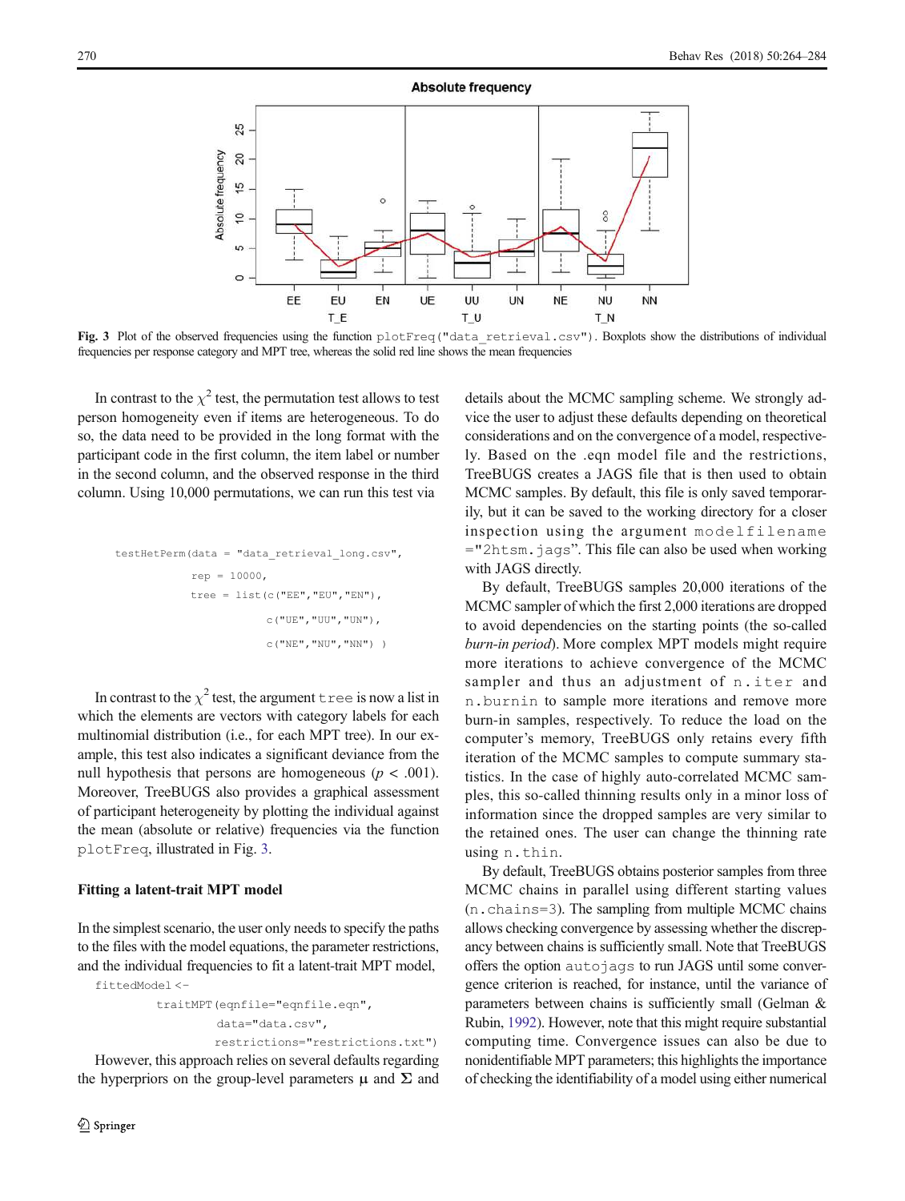**Fig. 3** Plot of the observed frequencies using the function `plotFreq("data_retrieval.csv")`. Boxplots show the distributions of individual frequencies per response category and MPT tree, whereas the solid red line shows the mean frequencies

In contrast to the $\chi^2$ test, the permutation test allows to test person homogeneity even if items are heterogeneous. To do so, the data need to be provided in the long format with the participant code in the first column, the item label or number in the second column, and the observed response in the third column. Using 10,000 permutations, we can run this test via

```
testHetPerm(data = "data_retrieval_long.csv",
            rep = 10000,
            tree = list(c("EE","EU","EN"),
                        c("UE","UU","UN"),
                        c("NE","NU","NN") )
```

In contrast to the $\chi^2$ test, the argument `tree` is now a list in which the elements are vectors with category labels for each multinomial distribution (i.e., for each MPT tree). In our example, this test also indicates a significant deviance from the null hypothesis that persons are homogeneous ($p < .001$). Moreover, TreeBUGS also provides a graphical assessment of participant heterogeneity by plotting the individual against the mean (absolute or relative) frequencies via the function `plotFreq`, illustrated in Fig. 3.

### Fitting a latent-trait MPT model

In the simplest scenario, the user only needs to specify the paths to the files with the model equations, the parameter restrictions, and the individual frequencies to fit a latent-trait MPT model,

```
fittedModel <-
    traitMPT(eqnfile="eqnfile.eqn",
             data="data.csv",
             restrictions="restrictions.txt")
```

However, this approach relies on several defaults regarding the hyperpriors on the group-level parameters $\mu$ and $\Sigma$ and details about the MCMC sampling scheme. We strongly advice the user to adjust these defaults depending on theoretical considerations and on the convergence of a model, respectively. Based on the .eqn model file and the restrictions, TreeBUGS creates a JAGS file that is then used to obtain MCMC samples. By default, this file is only saved temporarily, but it can be saved to the working directory for a closer inspection using the argument `modelfilename ="2htsm.jags"`. This file can also be used when working with JAGS directly.

By default, TreeBUGS samples 20,000 iterations of the MCMC sampler of which the first 2,000 iterations are dropped to avoid dependencies on the starting points (the so-called *burn-in period*). More complex MPT models might require more iterations to achieve convergence of the MCMC sampler and thus an adjustment of `n.iter` and `n.burnin` to sample more iterations and remove more burn-in samples, respectively. To reduce the load on the computer's memory, TreeBUGS only retains every fifth iteration of the MCMC samples to compute summary statistics. In the case of highly auto-correlated MCMC samples, this so-called thinning results only in a minor loss of information since the dropped samples are very similar to the retained ones. The user can change the thinning rate using `n.thin`.

By default, TreeBUGS obtains posterior samples from three MCMC chains in parallel using different starting values (`n.chains=3`). The sampling from multiple MCMC chains allows checking convergence by assessing whether the discrepancy between chains is sufficiently small. Note that TreeBUGS offers the option `autojags` to run JAGS until some convergence criterion is reached, for instance, until the variance of parameters between chains is sufficiently small (Gelman & Rubin, 1992). However, note that this might require substantial computing time. Convergence issues can also be due to nonidentifiable MPT parameters; this highlights the importance of checking the identifiability of a model using either numerical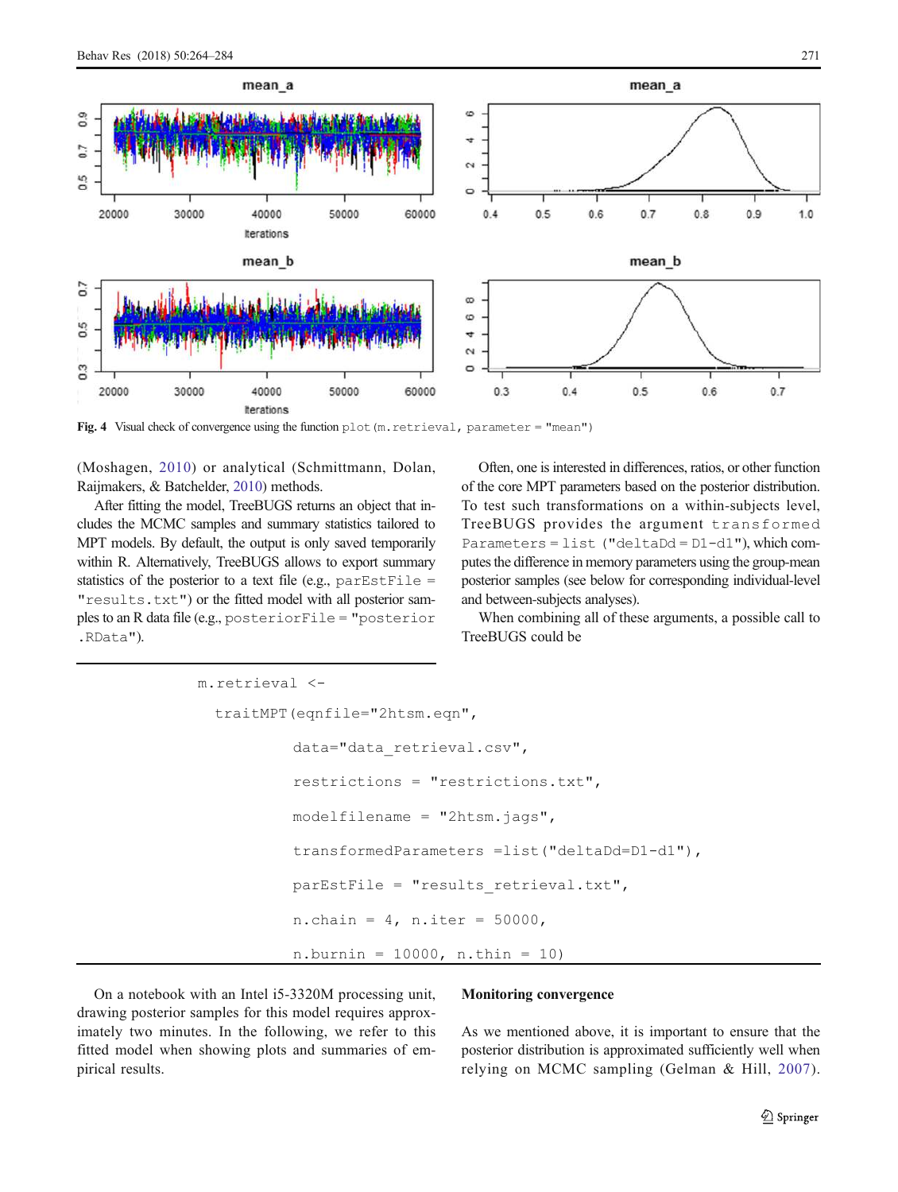Fig. 4 Visual check of convergence using the function `plot(m.retrieval, parameter = "mean")`

(Moshagen, 2010) or analytical (Schmittmann, Dolan, Raijmakers, & Batchelder, 2010) methods.

After fitting the model, TreeBUGS returns an object that includes the MCMC samples and summary statistics tailored to MPT models. By default, the output is only saved temporarily within R. Alternatively, TreeBUGS allows to export summary statistics of the posterior to a text file (e.g., `parEstFile = "results.txt"`) or the fitted model with all posterior samples to an R data file (e.g., `posteriorFile = "posterior.RData"`).

Often, one is interested in differences, ratios, or other function of the core MPT parameters based on the posterior distribution. To test such transformations on a within-subjects level, TreeBUGS provides the argument `transformedParameters = list("deltaDd = D1-d1")`, which computes the difference in memory parameters using the group-mean posterior samples (see below for corresponding individual-level and between-subjects analyses).

When combining all of these arguments, a possible call to TreeBUGS could be

```
m.retrieval <-
  traitMPT(eqnfile="2htsm.eqn",
           data="data_retrieval.csv",
           restrictions = "restrictions.txt",
           modelfilename = "2htsm.jags",
           transformedParameters =list("deltaDd=D1-d1"),
           parEstFile = "results_retrieval.txt",
           n.chain = 4, n.iter = 50000,
           n.burnin = 10000, n.thin = 10)
```

On a notebook with an Intel i5-3320M processing unit, drawing posterior samples for this model requires approximately two minutes. In the following, we refer to this fitted model when showing plots and summaries of empirical results.

## Monitoring convergence

As we mentioned above, it is important to ensure that the posterior distribution is approximated sufficiently well when relying on MCMC sampling (Gelman & Hill, 2007).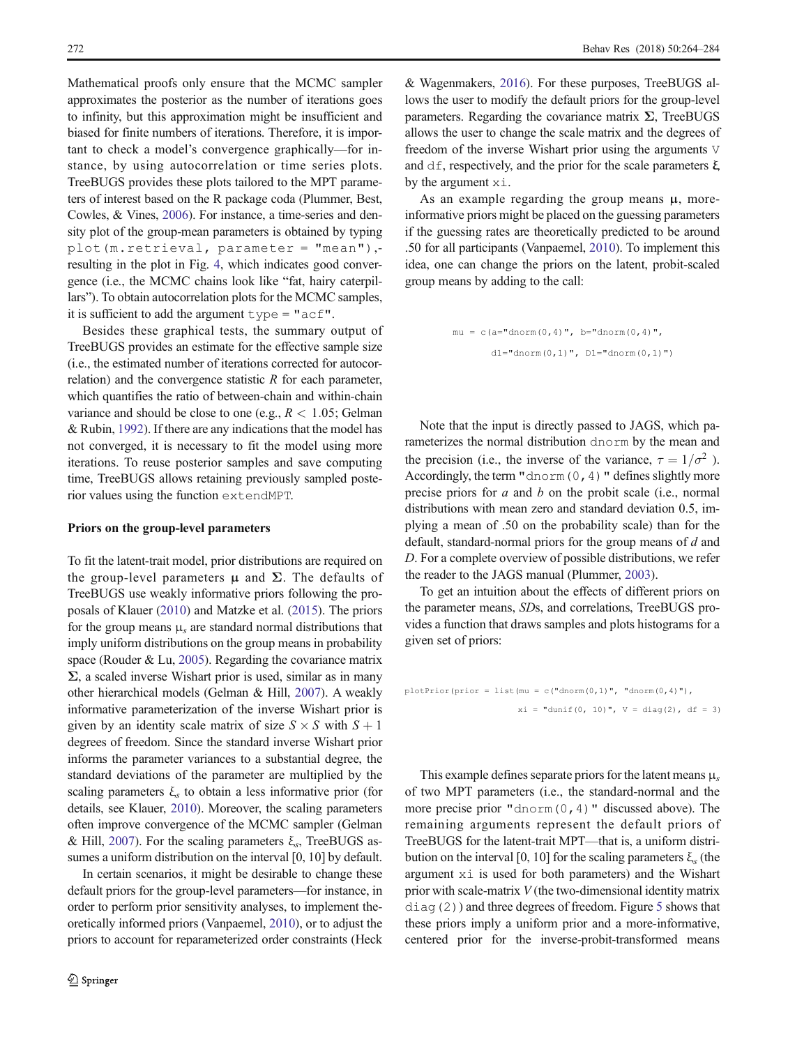Mathematical proofs only ensure that the MCMC sampler approximates the posterior as the number of iterations goes to infinity, but this approximation might be insufficient and biased for finite numbers of iterations. Therefore, it is important to check a model's convergence graphically—for instance, by using autocorrelation or time series plots. TreeBUGS provides these plots tailored to the MPT parameters of interest based on the R package coda (Plummer, Best, Cowles, & Vines, 2006). For instance, a time-series and density plot of the group-mean parameters is obtained by typing `plot(m.retrieval, parameter = "mean")`, resulting in the plot in Fig. 4, which indicates good convergence (i.e., the MCMC chains look like "fat, hairy caterpillars"). To obtain autocorrelation plots for the MCMC samples, it is sufficient to add the argument `type = "acf"`.

Besides these graphical tests, the summary output of TreeBUGS provides an estimate for the effective sample size (i.e., the estimated number of iterations corrected for autocorrelation) and the convergence statistic $\hat{R}$ for each parameter, which quantifies the ratio of between-chain and within-chain variance and should be close to one (e.g., $\hat{R} < 1.05$; Gelman & Rubin, 1992). If there are any indications that the model has not converged, it is necessary to fit the model using more iterations. To reuse posterior samples and save computing time, TreeBUGS allows retaining previously sampled posterior values using the function `extendMPT`.

### Priors on the group-level parameters

To fit the latent-trait model, prior distributions are required on the group-level parameters $\boldsymbol{\mu}$ and $\boldsymbol{\Sigma}$. The defaults of TreeBUGS use weakly informative priors following the proposals of Klauer (2010) and Matzke et al. (2015). The priors for the group means $\mu_s$ are standard normal distributions that imply uniform distributions on the group means in probability space (Rouder & Lu, 2005). Regarding the covariance matrix $\boldsymbol{\Sigma}$, a scaled inverse Wishart prior is used, similar as in many other hierarchical models (Gelman & Hill, 2007). A weakly informative parameterization of the inverse Wishart prior is given by an identity scale matrix of size $S \times S$ with $S + 1$ degrees of freedom. Since the standard inverse Wishart prior informs the parameter variances to a substantial degree, the standard deviations of the parameter are multiplied by the scaling parameters $\xi_s$ to obtain a less informative prior (for details, see Klauer, 2010). Moreover, the scaling parameters often improve convergence of the MCMC sampler (Gelman & Hill, 2007). For the scaling parameters $\xi_s$, TreeBUGS assumes a uniform distribution on the interval [0, 10] by default.

In certain scenarios, it might be desirable to change these default priors for the group-level parameters—for instance, in order to perform prior sensitivity analyses, to implement theoretically informed priors (Vanpaemel, 2010), or to adjust the priors to account for reparameterized order constraints (Heck & Wagenmakers, 2016). For these purposes, TreeBUGS allows the user to modify the default priors for the group-level parameters. Regarding the covariance matrix $\boldsymbol{\Sigma}$, TreeBUGS allows the user to change the scale matrix and the degrees of freedom of the inverse Wishart prior using the arguments `V` and `df`, respectively, and the prior for the scale parameters $\boldsymbol{\xi}$ by the argument `xi`.

As an example regarding the group means $\boldsymbol{\mu}$, more-informative priors might be placed on the guessing parameters if the guessing rates are theoretically predicted to be around .50 for all participants (Vanpaemel, 2010). To implement this idea, one can change the priors on the latent, probit-scaled group means by adding to the call:

```
mu = c(a="dnorm(0,4)", b="dnorm(0,4)",
       d1="dnorm(0,1)", D1="dnorm(0,1)")
```

Note that the input is directly passed to JAGS, which parameterizes the normal distribution `dnorm` by the mean and the precision (i.e., the inverse of the variance, $\tau = 1/\sigma^2$ ). Accordingly, the term `"dnorm(0,4)"` defines slightly more precise priors for $a$ and $b$ on the probit scale (i.e., normal distributions with mean zero and standard deviation 0.5, implying a mean of .50 on the probability scale) than for the default, standard-normal priors for the group means of $d$ and $D$. For a complete overview of possible distributions, we refer the reader to the JAGS manual (Plummer, 2003).

To get an intuition about the effects of different priors on the parameter means, *SD*s, and correlations, TreeBUGS provides a function that draws samples and plots histograms for a given set of priors:

```
plotPrior(prior = list(mu = c("dnorm(0,1)", "dnorm(0,4)"),
                       xi = "dunif(0, 10)", V = diag(2), df = 3)
```

This example defines separate priors for the latent means $\mu_s$ of two MPT parameters (i.e., the standard-normal and the more precise prior `"dnorm(0,4)"` discussed above). The remaining arguments represent the default priors of TreeBUGS for the latent-trait MPT—that is, a uniform distribution on the interval [0, 10] for the scaling parameters $\xi_s$ (the argument `xi` is used for both parameters) and the Wishart prior with scale-matrix $V$ (the two-dimensional identity matrix `diag(2)`) and three degrees of freedom. Figure 5 shows that these priors imply a uniform prior and a more-informative, centered prior for the inverse-probit-transformed means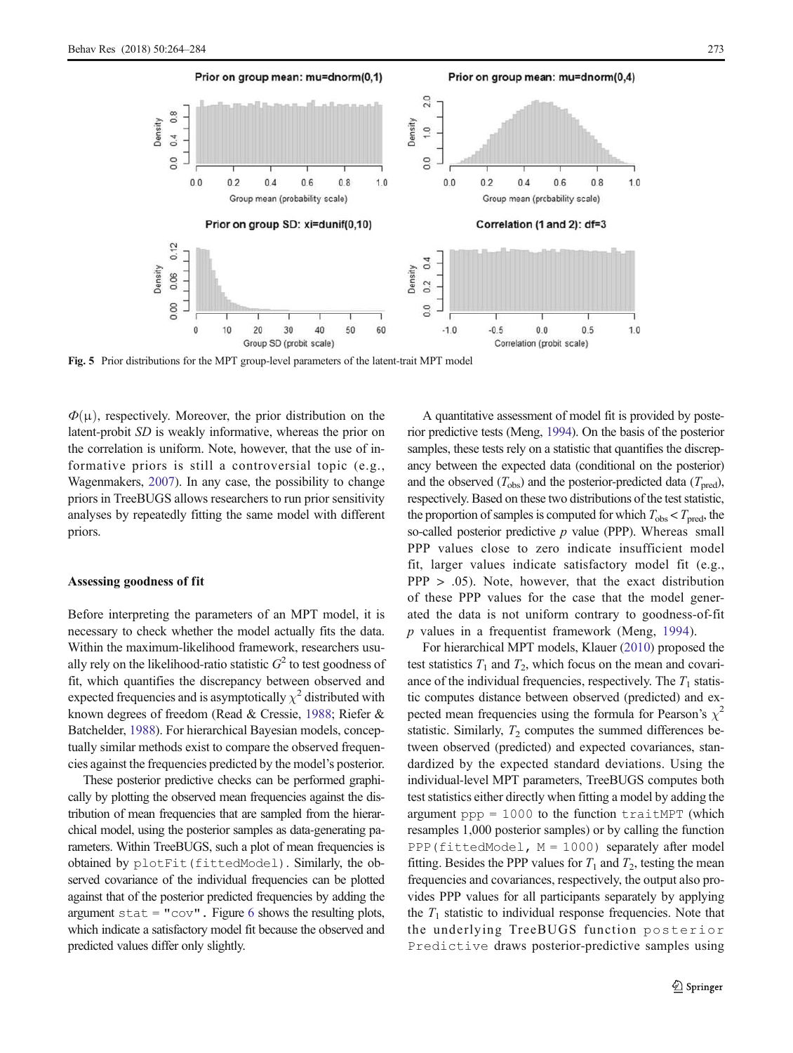Fig. 5 Prior distributions for the MPT group-level parameters of the latent-trait MPT model

$\Phi(\mu)$, respectively. Moreover, the prior distribution on the latent-probit *SD* is weakly informative, whereas the prior on the correlation is uniform. Note, however, that the use of informative priors is still a controversial topic (e.g., Wagenmakers, 2007). In any case, the possibility to change priors in TreeBUGS allows researchers to run prior sensitivity analyses by repeatedly fitting the same model with different priors.

## Assessing goodness of fit

Before interpreting the parameters of an MPT model, it is necessary to check whether the model actually fits the data. Within the maximum-likelihood framework, researchers usually rely on the likelihood-ratio statistic $G^2$ to test goodness of fit, which quantifies the discrepancy between observed and expected frequencies and is asymptotically $\chi^2$ distributed with known degrees of freedom (Read & Cressie, 1988; Riefer & Batchelder, 1988). For hierarchical Bayesian models, conceptually similar methods exist to compare the observed frequencies against the frequencies predicted by the model's posterior.

These posterior predictive checks can be performed graphically by plotting the observed mean frequencies against the distribution of mean frequencies that are sampled from the hierarchical model, using the posterior samples as data-generating parameters. Within TreeBUGS, such a plot of mean frequencies is obtained by `plotFit(fittedModel)`. Similarly, the observed covariance of the individual frequencies can be plotted against that of the posterior predicted frequencies by adding the argument `stat = "cov"`. Figure 6 shows the resulting plots, which indicate a satisfactory model fit because the observed and predicted values differ only slightly.

A quantitative assessment of model fit is provided by posterior predictive tests (Meng, 1994). On the basis of the posterior samples, these tests rely on a statistic that quantifies the discrepancy between the expected data (conditional on the posterior) and the observed ($T_{obs}$) and the posterior-predicted data ($T_{pred}$), respectively. Based on these two distributions of the test statistic, the proportion of samples is computed for which $T_{obs} < T_{pred}$, the so-called posterior predictive *p* value (PPP). Whereas small PPP values close to zero indicate insufficient model fit, larger values indicate satisfactory model fit (e.g., PPP > .05). Note, however, that the exact distribution of these PPP values for the case that the model generated the data is not uniform contrary to goodness-of-fit *p* values in a frequentist framework (Meng, 1994).

For hierarchical MPT models, Klauer (2010) proposed the test statistics $T_1$ and $T_2$, which focus on the mean and covariance of the individual frequencies, respectively. The $T_1$ statistic computes distance between observed (predicted) and expected mean frequencies using the formula for Pearson's $\chi^2$ statistic. Similarly, $T_2$ computes the summed differences between observed (predicted) and expected covariances, standardized by the expected standard deviations. Using the individual-level MPT parameters, TreeBUGS computes both test statistics either directly when fitting a model by adding the argument `ppp = 1000` to the function `traitMPT` (which resamples 1,000 posterior samples) or by calling the function `PPP(fittedModel, M = 1000)` separately after model fitting. Besides the PPP values for $T_1$ and $T_2$, testing the mean frequencies and covariances, respectively, the output also provides PPP values for all participants separately by applying the $T_1$ statistic to individual response frequencies. Note that the underlying TreeBUGS function `posteriorPredictive` draws posterior-predictive samples using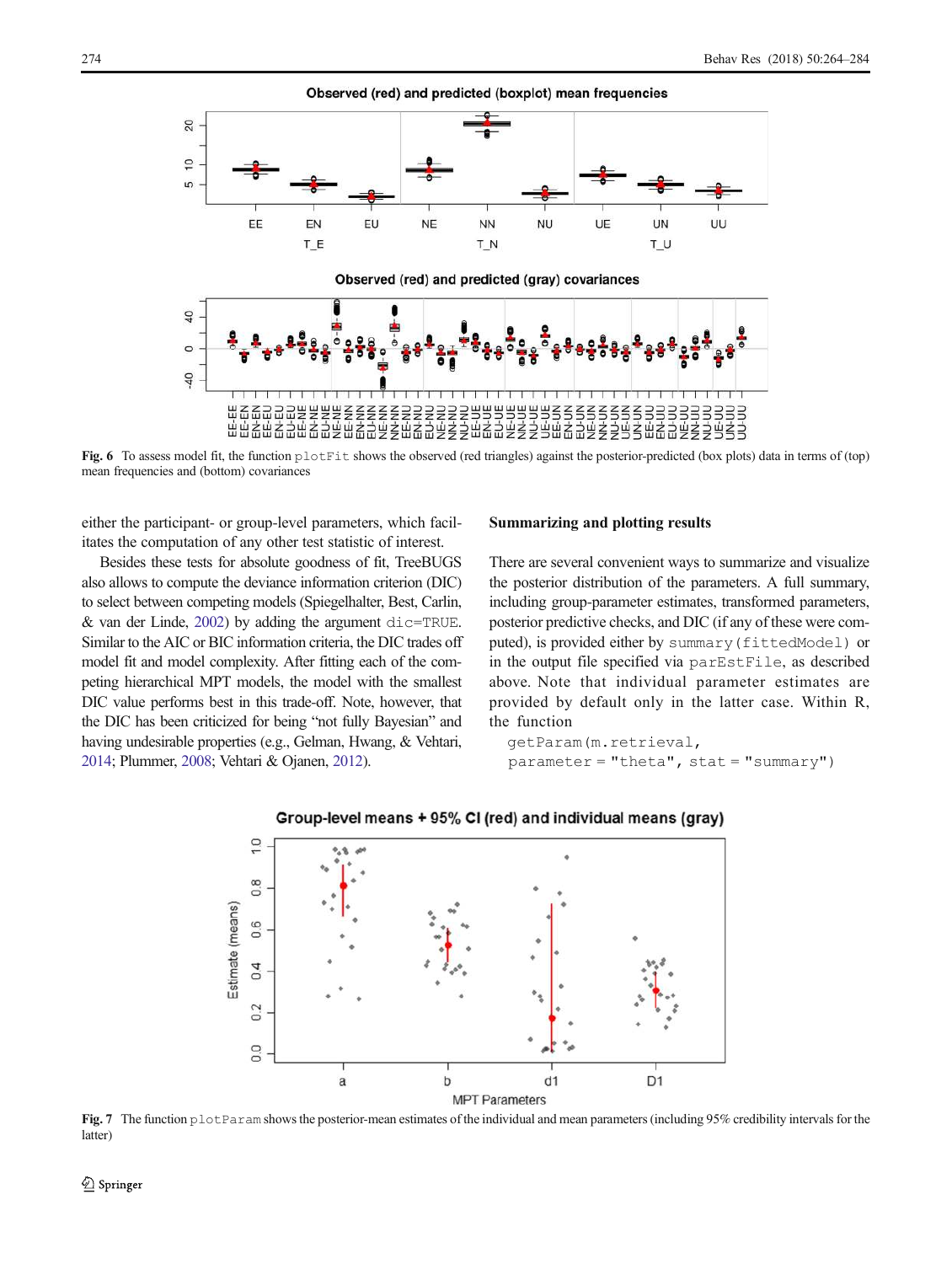Fig. 6 To assess model fit, the function `plotFit` shows the observed (red triangles) against the posterior-predicted (box plots) data in terms of (top) mean frequencies and (bottom) covariances

either the participant- or group-level parameters, which facilitates the computation of any other test statistic of interest.

Besides these tests for absolute goodness of fit, TreeBUGS also allows to compute the deviance information criterion (DIC) to select between competing models (Spiegelhalter, Best, Carlin, & van der Linde, 2002) by adding the argument `dic=TRUE`. Similar to the AIC or BIC information criteria, the DIC trades off model fit and model complexity. After fitting each of the competing hierarchical MPT models, the model with the smallest DIC value performs best in this trade-off. Note, however, that the DIC has been criticized for being "not fully Bayesian" and having undesirable properties (e.g., Gelman, Hwang, & Vehtari, 2014; Plummer, 2008; Vehtari & Ojanen, 2012).

## Summarizing and plotting results

There are several convenient ways to summarize and visualize the posterior distribution of the parameters. A full summary, including group-parameter estimates, transformed parameters, posterior predictive checks, and DIC (if any of these were computed), is provided either by `summary(fittedModel)` or in the output file specified via `parEstFile`, as described above. Note that individual parameter estimates are provided by default only in the latter case. Within R, the function

```
getParam(m.retrieval,
  parameter = "theta", stat = "summary")
```

Fig. 7 The function `plotParam` shows the posterior-mean estimates of the individual and mean parameters (including 95% credibility intervals for the latter)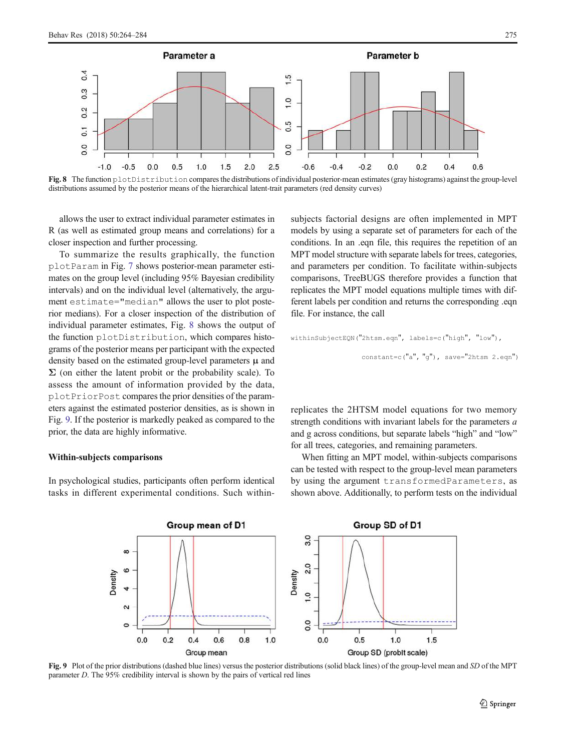Fig. 8 The function `plotDistribution` compares the distributions of individual posterior-mean estimates (gray histograms) against the group-level distributions assumed by the posterior means of the hierarchical latent-trait parameters (red density curves)

allows the user to extract individual parameter estimates in R (as well as estimated group means and correlations) for a closer inspection and further processing.

To summarize the results graphically, the function `plotParam` in Fig. 7 shows posterior-mean parameter estimates on the group level (including 95% Bayesian credibility intervals) and on the individual level (alternatively, the argument `estimate="median"` allows the user to plot posterior medians). For a closer inspection of the distribution of individual parameter estimates, Fig. 8 shows the output of the function `plotDistribution`, which compares histograms of the posterior means per participant with the expected density based on the estimated group-level parameters $\mu$ and $\Sigma$ (on either the latent probit or the probability scale). To assess the amount of information provided by the data, `plotPriorPost` compares the prior densities of the parameters against the estimated posterior densities, as is shown in Fig. 9. If the posterior is markedly peaked as compared to the prior, the data are highly informative.

## Within-subjects comparisons

In psychological studies, participants often perform identical tasks in different experimental conditions. Such within-subjects factorial designs are often implemented in MPT models by using a separate set of parameters for each of the conditions. In an .eqn file, this requires the repetition of an MPT model structure with separate labels for trees, categories, and parameters per condition. To facilitate within-subjects comparisons, TreeBUGS therefore provides a function that replicates the MPT model equations multiple times with different labels per condition and returns the corresponding .eqn file. For instance, the call

```
withinSubjectEQN("2htsm.eqn", labels=c("high", "low"),
                 constant=c("a", "g"), save="2htsm 2.eqn")
```

replicates the 2HTSM model equations for two memory strength conditions with invariant labels for the parameters *a* and g across conditions, but separate labels "high" and "low" for all trees, categories, and remaining parameters.

When fitting an MPT model, within-subjects comparisons can be tested with respect to the group-level mean parameters by using the argument `transformedParameters`, as shown above. Additionally, to perform tests on the individual

Fig. 9 Plot of the prior distributions (dashed blue lines) versus the posterior distributions (solid black lines) of the group-level mean and *SD* of the MPT parameter *D*. The 95% credibility interval is shown by the pairs of vertical red lines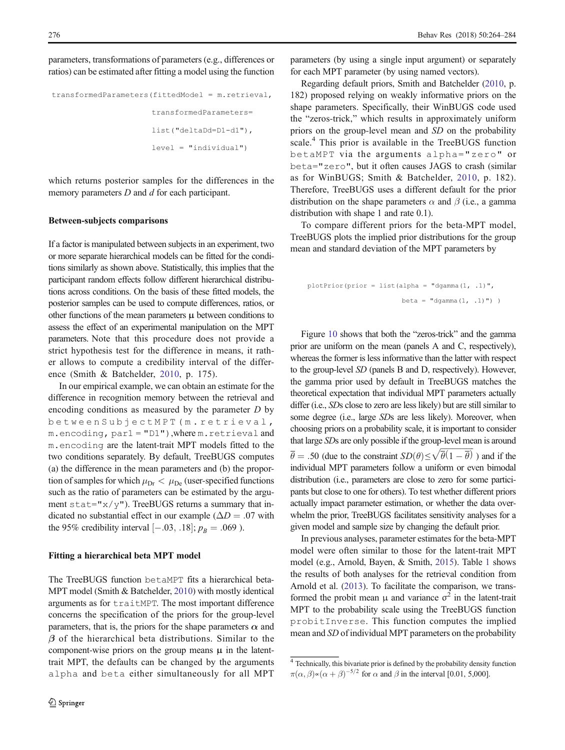parameters, transformations of parameters (e.g., differences or ratios) can be estimated after fitting a model using the function

```
transformedParameters(fittedModel = m.retrieval,
                      transformedParameters=
                      list("deltaDd=D1-d1"),
                      level = "individual")
```

which returns posterior samples for the differences in the memory parameters $D$ and $d$ for each participant.

### Between-subjects comparisons

If a factor is manipulated between subjects in an experiment, two or more separate hierarchical models can be fitted for the conditions similarly as shown above. Statistically, this implies that the participant random effects follow different hierarchical distributions across conditions. On the basis of these fitted models, the posterior samples can be used to compute differences, ratios, or other functions of the mean parameters $\boldsymbol{\mu}$ between conditions to assess the effect of an experimental manipulation on the MPT parameters. Note that this procedure does not provide a strict hypothesis test for the difference in means, it rather allows to compute a credibility interval of the difference (Smith & Batchelder, 2010, p. 175).

In our empirical example, we can obtain an estimate for the difference in recognition memory between the retrieval and encoding conditions as measured by the parameter $D$ by `betweenSubjectMPT(m.retrieval, m.encoding, par1 = "D1")`, where `m.retrieval` and `m.encoding` are the latent-trait MPT models fitted to the two conditions separately. By default, TreeBUGS computes (a) the difference in the mean parameters and (b) the proportion of samples for which $\mu_{Dr} < \mu_{De}$ (user-specified functions such as the ratio of parameters can be estimated by the argument `stat="x/y"`). TreeBUGS returns a summary that indicated no substantial effect in our example ($\Delta D = .07$ with the 95% credibility interval $[-.03, .18]$; $p_B = .069$ ).

### Fitting a hierarchical beta MPT model

The TreeBUGS function `betaMPT` fits a hierarchical beta-MPT model (Smith & Batchelder, 2010) with mostly identical arguments as for `traitMPT`. The most important difference concerns the specification of the priors for the group-level parameters, that is, the priors for the shape parameters $\boldsymbol{\alpha}$ and $\boldsymbol{\beta}$ of the hierarchical beta distributions. Similar to the component-wise priors on the group means $\boldsymbol{\mu}$ in the latent-trait MPT, the defaults can be changed by the arguments `alpha` and `beta` either simultaneously for all MPT parameters (by using a single input argument) or separately for each MPT parameter (by using named vectors).

Regarding default priors, Smith and Batchelder (2010, p. 182) proposed relying on weakly informative priors on the shape parameters. Specifically, their WinBUGS code used the "zeros-trick," which results in approximately uniform priors on the group-level mean and *SD* on the probability scale.[4] This prior is available in the TreeBUGS function `betaMPT` via the arguments `alpha="zero"` or `beta="zero"`, but it often causes JAGS to crash (similar as for WinBUGS; Smith & Batchelder, 2010, p. 182). Therefore, TreeBUGS uses a different default for the prior distribution on the shape parameters $\alpha$ and $\beta$ (i.e., a gamma distribution with shape 1 and rate 0.1).

To compare different priors for the beta-MPT model, TreeBUGS plots the implied prior distributions for the group mean and standard deviation of the MPT parameters by

```
plotPrior(prior = list(alpha = "dgamma(1, .1)",
                       beta = "dgamma(1, .1)") )
```

Figure 10 shows that both the "zeros-trick" and the gamma prior are uniform on the mean (panels A and C, respectively), whereas the former is less informative than the latter with respect to the group-level *SD* (panels B and D, respectively). However, the gamma prior used by default in TreeBUGS matches the theoretical expectation that individual MPT parameters actually differ (i.e., *SD*s close to zero are less likely) but are still similar to some degree (i.e., large *SD*s are less likely). Moreover, when choosing priors on a probability scale, it is important to consider that large *SD*s are only possible if the group-level mean is around $\overline{\theta} = .50$ (due to the constraint $SD(\theta) \leq \sqrt{\overline{\theta}(1-\overline{\theta})}$ ) and if the individual MPT parameters follow a uniform or even bimodal distribution (i.e., parameters are close to zero for some participants but close to one for others). To test whether different priors actually impact parameter estimation, or whether the data overwhelm the prior, TreeBUGS facilitates sensitivity analyses for a given model and sample size by changing the default prior.

In previous analyses, parameter estimates for the beta-MPT model were often similar to those for the latent-trait MPT model (e.g., Arnold, Bayen, & Smith, 2015). Table 1 shows the results of both analyses for the retrieval condition from Arnold et al. (2013). To facilitate the comparison, we transformed the probit mean $\mu$ and variance $\sigma^2$ in the latent-trait MPT to the probability scale using the TreeBUGS function `probitInverse`. This function computes the implied mean and *SD* of individual MPT parameters on the probability

---

[4] Technically, this bivariate prior is defined by the probability density function $\pi(\alpha, \beta) \propto (\alpha + \beta)^{-5/2}$ for $\alpha$ and $\beta$ in the interval [0.01, 5,000].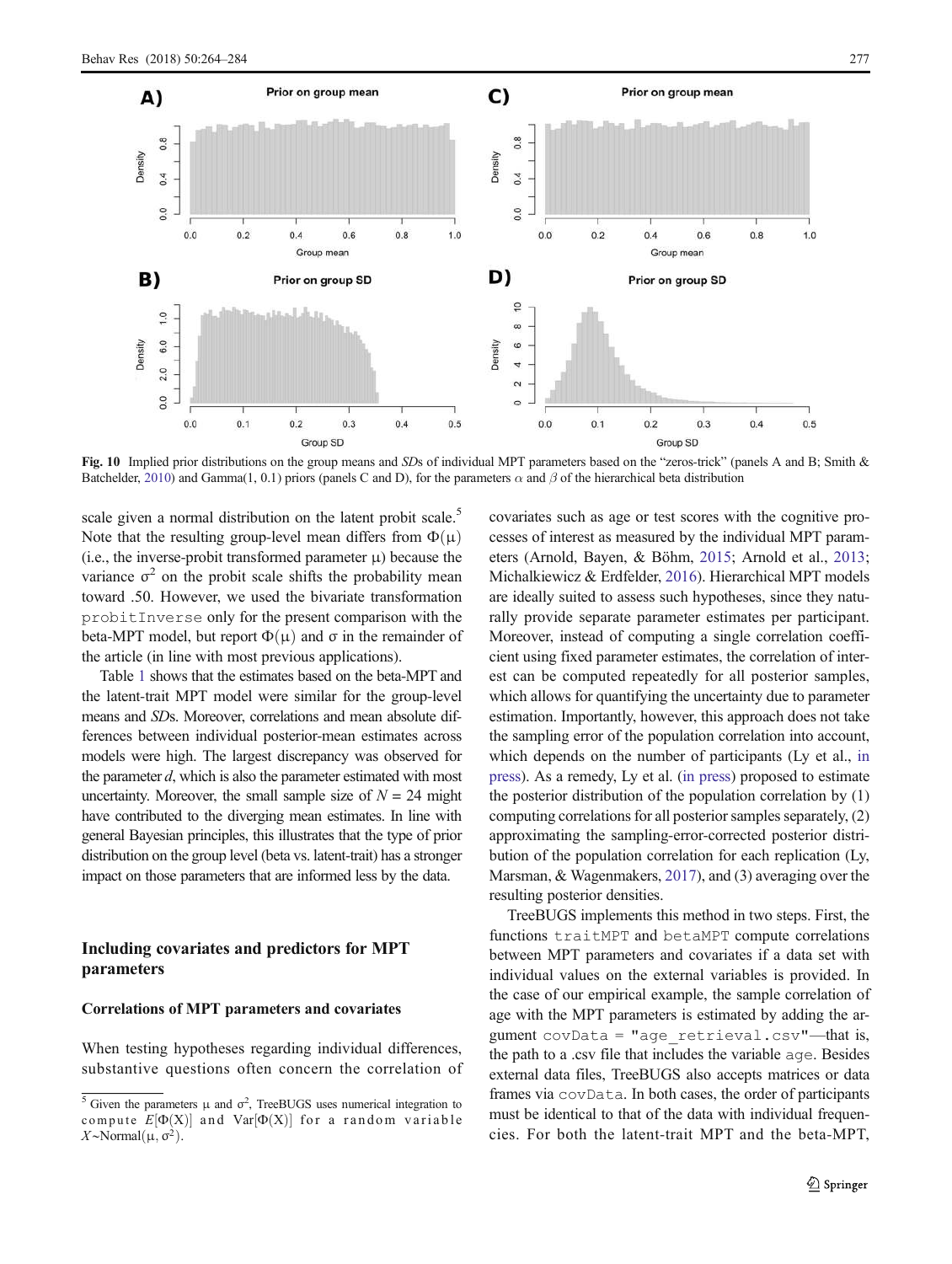Fig. 10 Implied prior distributions on the group means and *SD*s of individual MPT parameters based on the "zeros-trick" (panels A and B; Smith & Batchelder, 2010) and Gamma(1, 0.1) priors (panels C and D), for the parameters $\alpha$ and $\beta$ of the hierarchical beta distribution

scale given a normal distribution on the latent probit scale.[5] Note that the resulting group-level mean differs from $\Phi(\mu)$ (i.e., the inverse-probit transformed parameter $\mu$) because the variance $\sigma^2$ on the probit scale shifts the probability mean toward .50. However, we used the bivariate transformation `probitInverse` only for the present comparison with the beta-MPT model, but report $\Phi(\mu)$ and $\sigma$ in the remainder of the article (in line with most previous applications).

Table 1 shows that the estimates based on the beta-MPT and the latent-trait MPT model were similar for the group-level means and *SD*s. Moreover, correlations and mean absolute differences between individual posterior-mean estimates across models were high. The largest discrepancy was observed for the parameter *d*, which is also the parameter estimated with most uncertainty. Moreover, the small sample size of $N = 24$ might have contributed to the diverging mean estimates. In line with general Bayesian principles, this illustrates that the type of prior distribution on the group level (beta vs. latent-trait) has a stronger impact on those parameters that are informed less by the data.

## Including covariates and predictors for MPT parameters

### Correlations of MPT parameters and covariates

When testing hypotheses regarding individual differences, substantive questions often concern the correlation of covariates such as age or test scores with the cognitive processes of interest as measured by the individual MPT parameters (Arnold, Bayen, & Böhm, 2015; Arnold et al., 2013; Michalkiewicz & Erdfelder, 2016). Hierarchical MPT models are ideally suited to assess such hypotheses, since they naturally provide separate parameter estimates per participant. Moreover, instead of computing a single correlation coefficient using fixed parameter estimates, the correlation of interest can be computed repeatedly for all posterior samples, which allows for quantifying the uncertainty due to parameter estimation. Importantly, however, this approach does not take the sampling error of the population correlation into account, which depends on the number of participants (Ly et al., in press). As a remedy, Ly et al. (in press) proposed to estimate the posterior distribution of the population correlation by (1) computing correlations for all posterior samples separately, (2) approximating the sampling-error-corrected posterior distribution of the population correlation for each replication (Ly, Marsman, & Wagenmakers, 2017), and (3) averaging over the resulting posterior densities.

TreeBUGS implements this method in two steps. First, the functions `traitMPT` and `betaMPT` compute correlations between MPT parameters and covariates if a data set with individual values on the external variables is provided. In the case of our empirical example, the sample correlation of age with the MPT parameters is estimated by adding the argument `covData = "age_retrieval.csv"`—that is, the path to a .csv file that includes the variable `age`. Besides external data files, TreeBUGS also accepts matrices or data frames via `covData`. In both cases, the order of participants must be identical to that of the data with individual frequencies. For both the latent-trait MPT and the beta-MPT,

[5] Given the parameters $\mu$ and $\sigma^2$, TreeBUGS uses numerical integration to compute $E[\Phi(X)]$ and $\text{Var}[\Phi(X)]$ for a random variable $X \sim \text{Normal}(\mu, \sigma^2)$.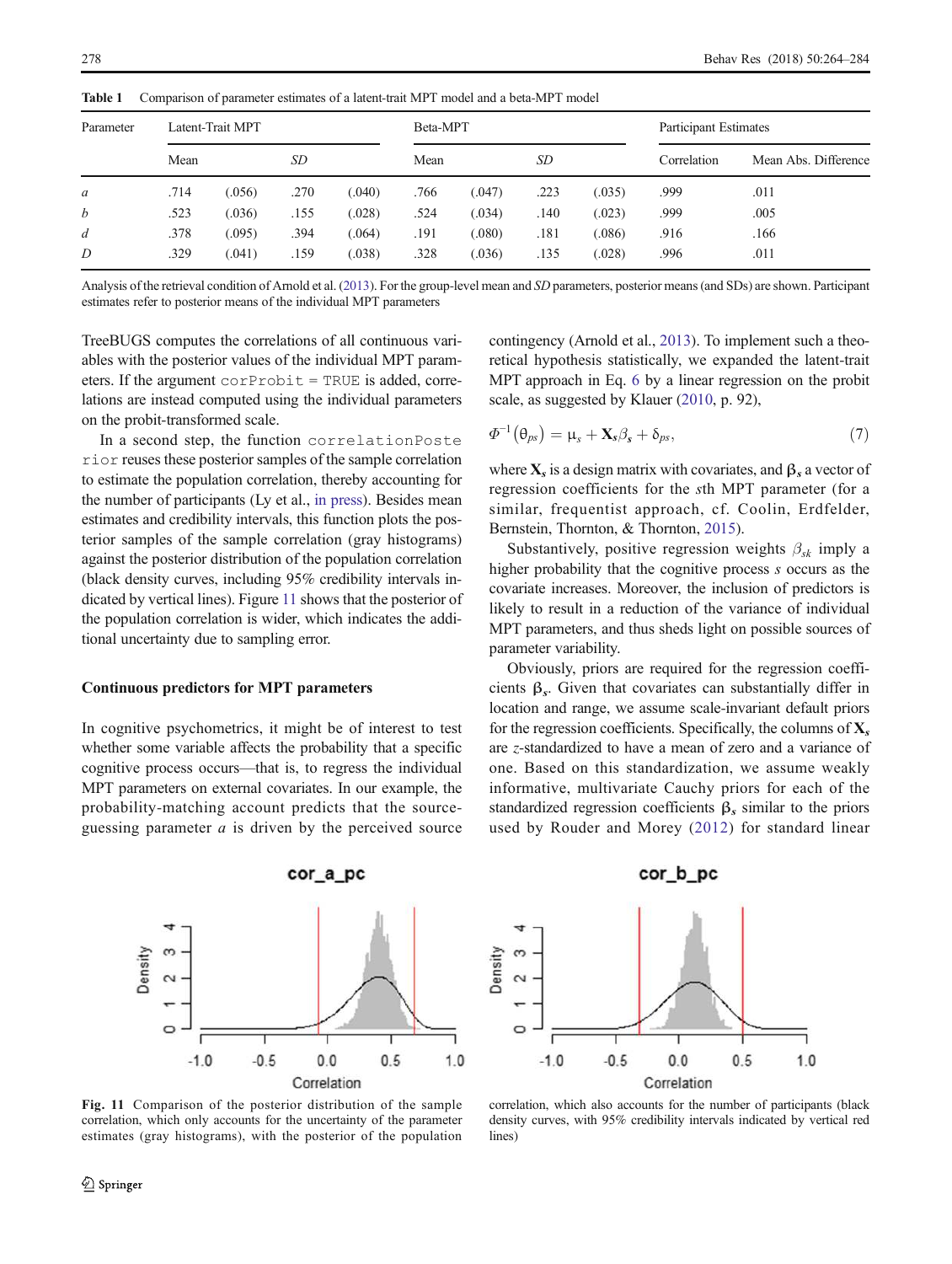**Table 1** Comparison of parameter estimates of a latent-trait MPT model and a beta-MPT model

| Parameter | Latent-Trait MPT | | | | Beta-MPT | | | | Participant Estimates | |
|---|---|---|---|---|---|---|---|---|---|---|
| | Mean | | *SD* | | Mean | | *SD* | | Correlation | Mean Abs. Difference |
| *a* | .714 | (.056) | .270 | (.040) | .766 | (.047) | .223 | (.035) | .999 | .011 |
| *b* | .523 | (.036) | .155 | (.028) | .524 | (.034) | .140 | (.023) | .999 | .005 |
| *d* | .378 | (.095) | .394 | (.064) | .191 | (.080) | .181 | (.086) | .916 | .166 |
| *D* | .329 | (.041) | .159 | (.038) | .328 | (.036) | .135 | (.028) | .996 | .011 |

Analysis of the retrieval condition of Arnold et al. (2013). For the group-level mean and *SD* parameters, posterior means (and SDs) are shown. Participant estimates refer to posterior means of the individual MPT parameters

TreeBUGS computes the correlations of all continuous variables with the posterior values of the individual MPT parameters. If the argument `corProbit = TRUE` is added, correlations are instead computed using the individual parameters on the probit-transformed scale.

In a second step, the function `correlationPosterior` reuses these posterior samples of the sample correlation to estimate the population correlation, thereby accounting for the number of participants (Ly et al., in press). Besides mean estimates and credibility intervals, this function plots the posterior samples of the sample correlation (gray histograms) against the posterior distribution of the population correlation (black density curves, including 95% credibility intervals indicated by vertical lines). Figure 11 shows that the posterior of the population correlation is wider, which indicates the additional uncertainty due to sampling error.

### Continuous predictors for MPT parameters

In cognitive psychometrics, it might be of interest to test whether some variable affects the probability that a specific cognitive process occurs—that is, to regress the individual MPT parameters on external covariates. In our example, the probability-matching account predicts that the source-guessing parameter *a* is driven by the perceived source contingency (Arnold et al., 2013). To implement such a theoretical hypothesis statistically, we expanded the latent-trait MPT approach in Eq. 6 by a linear regression on the probit scale, as suggested by Klauer (2010, p. 92),

$$\Phi^{-1}(\theta_{ps}) = \mu_s + \mathbf{X}_s\beta_s + \delta_{ps}, \tag{7}$$

where $\mathbf{X}_s$ is a design matrix with covariates, and $\boldsymbol{\beta}_s$ a vector of regression coefficients for the *s*th MPT parameter (for a similar, frequentist approach, cf. Coolin, Erdfelder, Bernstein, Thornton, & Thornton, 2015).

Substantively, positive regression weights $\beta_{sk}$ imply a higher probability that the cognitive process *s* occurs as the covariate increases. Moreover, the inclusion of predictors is likely to result in a reduction of the variance of individual MPT parameters, and thus sheds light on possible sources of parameter variability.

Obviously, priors are required for the regression coefficients $\boldsymbol{\beta}_s$. Given that covariates can substantially differ in location and range, we assume scale-invariant default priors for the regression coefficients. Specifically, the columns of $\mathbf{X}_s$ are *z*-standardized to have a mean of zero and a variance of one. Based on this standardization, we assume weakly informative, multivariate Cauchy priors for each of the standardized regression coefficients $\boldsymbol{\beta}_s$ similar to the priors used by Rouder and Morey (2012) for standard linear

**Fig. 11** Comparison of the posterior distribution of the sample correlation, which only accounts for the uncertainty of the parameter estimates (gray histograms), with the posterior of the population correlation, which also accounts for the number of participants (black density curves, with 95% credibility intervals indicated by vertical red lines)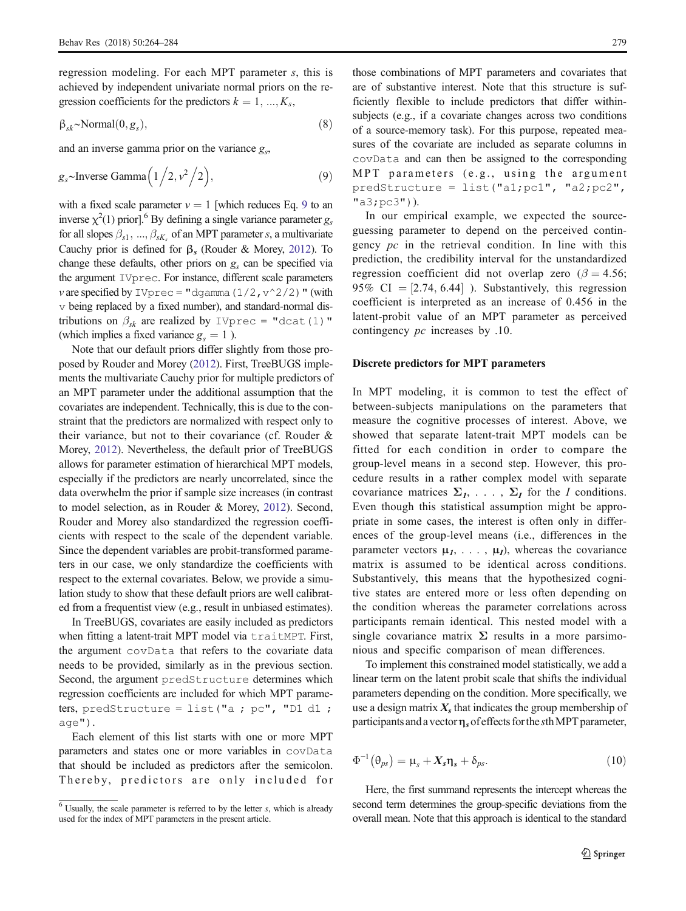regression modeling. For each MPT parameter $s$, this is achieved by independent univariate normal priors on the regression coefficients for the predictors $k = 1, ..., K_s$,

$$\beta_{sk} \sim \text{Normal}(0, g_s), \tag{8}$$

and an inverse gamma prior on the variance $g_s$,

$$g_s \sim \text{Inverse Gamma}\left(1/2, v^2/2\right), \tag{9}$$

with a fixed scale parameter $v = 1$ [which reduces Eq. 9 to an inverse $\chi^2(1)$ prior].[6] By defining a single variance parameter $g_s$ for all slopes $\beta_{s1}, ..., \beta_{sK_s}$ of an MPT parameter $s$, a multivariate Cauchy prior is defined for $\boldsymbol{\beta}_s$ (Rouder & Morey, 2012). To change these defaults, other priors on $g_s$ can be specified via the argument `IVprec`. For instance, different scale parameters $v$ are specified by `IVprec = "dgamma(1/2,v^2/2)"` (with `v` being replaced by a fixed number), and standard-normal distributions on $\beta_{sk}$ are realized by `IVprec = "dcat(1)"` (which implies a fixed variance $g_s = 1$ ).

Note that our default priors differ slightly from those proposed by Rouder and Morey (2012). First, TreeBUGS implements the multivariate Cauchy prior for multiple predictors of an MPT parameter under the additional assumption that the covariates are independent. Technically, this is due to the constraint that the predictors are normalized with respect only to their variance, but not to their covariance (cf. Rouder & Morey, 2012). Nevertheless, the default prior of TreeBUGS allows for parameter estimation of hierarchical MPT models, especially if the predictors are nearly uncorrelated, since the data overwhelm the prior if sample size increases (in contrast to model selection, as in Rouder & Morey, 2012). Second, Rouder and Morey also standardized the regression coefficients with respect to the scale of the dependent variable. Since the dependent variables are probit-transformed parameters in our case, we only standardize the coefficients with respect to the external covariates. Below, we provide a simulation study to show that these default priors are well calibrated from a frequentist view (e.g., result in unbiased estimates).

In TreeBUGS, covariates are easily included as predictors when fitting a latent-trait MPT model via `traitMPT`. First, the argument `covData` that refers to the covariate data needs to be provided, similarly as in the previous section. Second, the argument `predStructure` determines which regression coefficients are included for which MPT parameters, `predStructure = list("a ; pc", "D1 d1 ; age")`.

Each element of this list starts with one or more MPT parameters and states one or more variables in `covData` that should be included as predictors after the semicolon. Thereby, predictors are only included for those combinations of MPT parameters and covariates that are of substantive interest. Note that this structure is sufficiently flexible to include predictors that differ within-subjects (e.g., if a covariate changes across two conditions of a source-memory task). For this purpose, repeated measures of the covariate are included as separate columns in `covData` and can then be assigned to the corresponding MPT parameters (e.g., using the argument `predStructure = list("a1;pc1", "a2;pc2", "a3;pc3")`).

In our empirical example, we expected the source-guessing parameter to depend on the perceived contingency $pc$ in the retrieval condition. In line with this prediction, the credibility interval for the unstandardized regression coefficient did not overlap zero ($\beta = 4.56$; 95% CI $= [2.74, 6.44]$ ). Substantively, this regression coefficient is interpreted as an increase of 0.456 in the latent-probit value of an MPT parameter as perceived contingency $pc$ increases by .10.

### Discrete predictors for MPT parameters

In MPT modeling, it is common to test the effect of between-subjects manipulations on the parameters that measure the cognitive processes of interest. Above, we showed that separate latent-trait MPT models can be fitted for each condition in order to compare the group-level means in a second step. However, this procedure results in a rather complex model with separate covariance matrices $\boldsymbol{\Sigma}_1, \ldots, \boldsymbol{\Sigma}_I$ for the $I$ conditions. Even though this statistical assumption might be appropriate in some cases, the interest is often only in differences of the group-level means (i.e., differences in the parameter vectors $\boldsymbol{\mu}_1, \ldots, \boldsymbol{\mu}_I$), whereas the covariance matrix is assumed to be identical across conditions. Substantively, this means that the hypothesized cognitive states are entered more or less often depending on the condition whereas the parameter correlations across participants remain identical. This nested model with a single covariance matrix $\boldsymbol{\Sigma}$ results in a more parsimonious and specific comparison of mean differences.

To implement this constrained model statistically, we add a linear term on the latent probit scale that shifts the individual parameters depending on the condition. More specifically, we use a design matrix $\boldsymbol{X}_s$ that indicates the group membership of participants and a vector $\boldsymbol{\eta}_s$ of effects for the $s$th MPT parameter,

$$\Phi^{-1}(\theta_{ps}) = \mu_s + \boldsymbol{X}_s \boldsymbol{\eta}_s + \delta_{ps}. \tag{10}$$

Here, the first summand represents the intercept whereas the second term determines the group-specific deviations from the overall mean. Note that this approach is identical to the standard

[6] Usually, the scale parameter is referred to by the letter $s$, which is already used for the index of MPT parameters in the present article.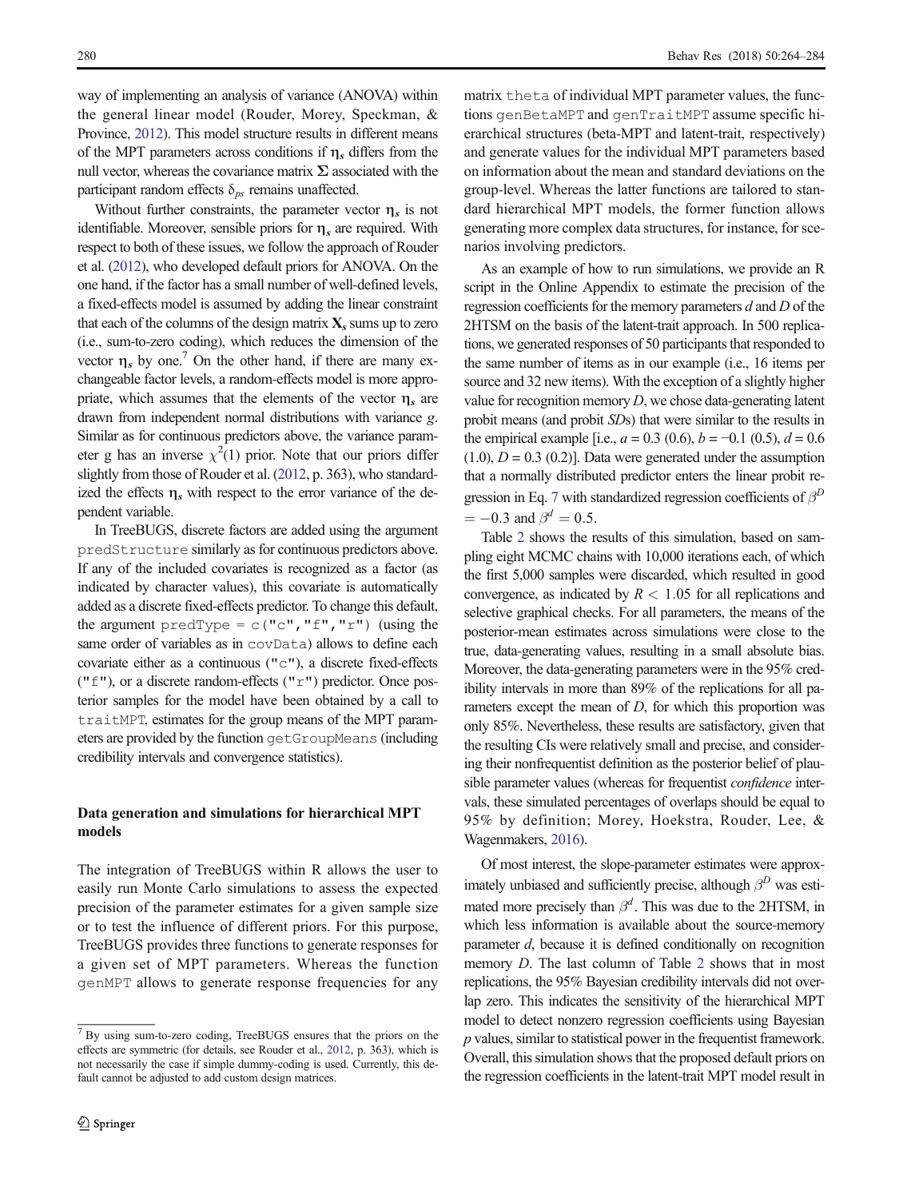way of implementing an analysis of variance (ANOVA) within the general linear model (Rouder, Morey, Speckman, & Province, 2012). This model structure results in different means of the MPT parameters across conditions if $\boldsymbol{\eta}_s$ differs from the null vector, whereas the covariance matrix $\boldsymbol{\Sigma}$ associated with the participant random effects $\delta_{ps}$ remains unaffected.

Without further constraints, the parameter vector $\boldsymbol{\eta}_s$ is not identifiable. Moreover, sensible priors for $\boldsymbol{\eta}_s$ are required. With respect to both of these issues, we follow the approach of Rouder et al. (2012), who developed default priors for ANOVA. On the one hand, if the factor has a small number of well-defined levels, a fixed-effects model is assumed by adding the linear constraint that each of the columns of the design matrix $\mathbf{X}_s$ sums up to zero (i.e., sum-to-zero coding), which reduces the dimension of the vector $\boldsymbol{\eta}_s$ by one.[7] On the other hand, if there are many exchangeable factor levels, a random-effects model is more appropriate, which assumes that the elements of the vector $\boldsymbol{\eta}_s$ are drawn from independent normal distributions with variance $g$. Similar as for continuous predictors above, the variance parameter g has an inverse $\chi^2(1)$ prior. Note that our priors differ slightly from those of Rouder et al. (2012, p. 363), who standardized the effects $\boldsymbol{\eta}_s$ with respect to the error variance of the dependent variable.

In TreeBUGS, discrete factors are added using the argument `predStructure` similarly as for continuous predictors above. If any of the included covariates is recognized as a factor (as indicated by character values), this covariate is automatically added as a discrete fixed-effects predictor. To change this default, the argument `predType = c("c","f","r")` (using the same order of variables as in `covData`) allows to define each covariate either as a continuous (`"c"`), a discrete fixed-effects (`"f"`), or a discrete random-effects (`"r"`) predictor. Once posterior samples for the model have been obtained by a call to `traitMPT`, estimates for the group means of the MPT parameters are provided by the function `getGroupMeans` (including credibility intervals and convergence statistics).

### Data generation and simulations for hierarchical MPT models

The integration of TreeBUGS within R allows the user to easily run Monte Carlo simulations to assess the expected precision of the parameter estimates for a given sample size or to test the influence of different priors. For this purpose, TreeBUGS provides three functions to generate responses for a given set of MPT parameters. Whereas the function `genMPT` allows to generate response frequencies for any matrix `theta` of individual MPT parameter values, the functions `genBetaMPT` and `genTraitMPT` assume specific hierarchical structures (beta-MPT and latent-trait, respectively) and generate values for the individual MPT parameters based on information about the mean and standard deviations on the group-level. Whereas the latter functions are tailored to standard hierarchical MPT models, the former function allows generating more complex data structures, for instance, for scenarios involving predictors.

As an example of how to run simulations, we provide an R script in the Online Appendix to estimate the precision of the regression coefficients for the memory parameters $d$ and $D$ of the 2HTSM on the basis of the latent-trait approach. In 500 replications, we generated responses of 50 participants that responded to the same number of items as in our example (i.e., 16 items per source and 32 new items). With the exception of a slightly higher value for recognition memory $D$, we chose data-generating latent probit means (and probit *SDs*) that were similar to the results in the empirical example [i.e., $a = 0.3$ (0.6), $b = -0.1$ (0.5), $d = 0.6$ (1.0), $D = 0.3$ (0.2)]. Data were generated under the assumption that a normally distributed predictor enters the linear probit regression in Eq. 7 with standardized regression coefficients of $\beta^D = -0.3$ and $\beta^d = 0.5$.

Table 2 shows the results of this simulation, based on sampling eight MCMC chains with 10,000 iterations each, of which the first 5,000 samples were discarded, which resulted in good convergence, as indicated by $\hat{R} < 1.05$ for all replications and selective graphical checks. For all parameters, the means of the posterior-mean estimates across simulations were close to the true, data-generating values, resulting in a small absolute bias. Moreover, the data-generating parameters were in the 95% credibility intervals in more than 89% of the replications for all parameters except the mean of $D$, for which this proportion was only 85%. Nevertheless, these results are satisfactory, given that the resulting CIs were relatively small and precise, and considering their nonfrequentist definition as the posterior belief of plausible parameter values (whereas for frequentist *confidence* intervals, these simulated percentages of overlaps should be equal to 95% by definition; Morey, Hoekstra, Rouder, Lee, & Wagenmakers, 2016).

Of most interest, the slope-parameter estimates were approximately unbiased and sufficiently precise, although $\beta^D$ was estimated more precisely than $\beta^d$. This was due to the 2HTSM, in which less information is available about the source-memory parameter $d$, because it is defined conditionally on recognition memory $D$. The last column of Table 2 shows that in most replications, the 95% Bayesian credibility intervals did not overlap zero. This indicates the sensitivity of the hierarchical MPT model to detect nonzero regression coefficients using Bayesian $p$ values, similar to statistical power in the frequentist framework. Overall, this simulation shows that the proposed default priors on the regression coefficients in the latent-trait MPT model result in

---

[7] By using sum-to-zero coding, TreeBUGS ensures that the priors on the effects are symmetric (for details, see Rouder et al., 2012, p. 363), which is not necessarily the case if simple dummy-coding is used. Currently, this default cannot be adjusted to add custom design matrices.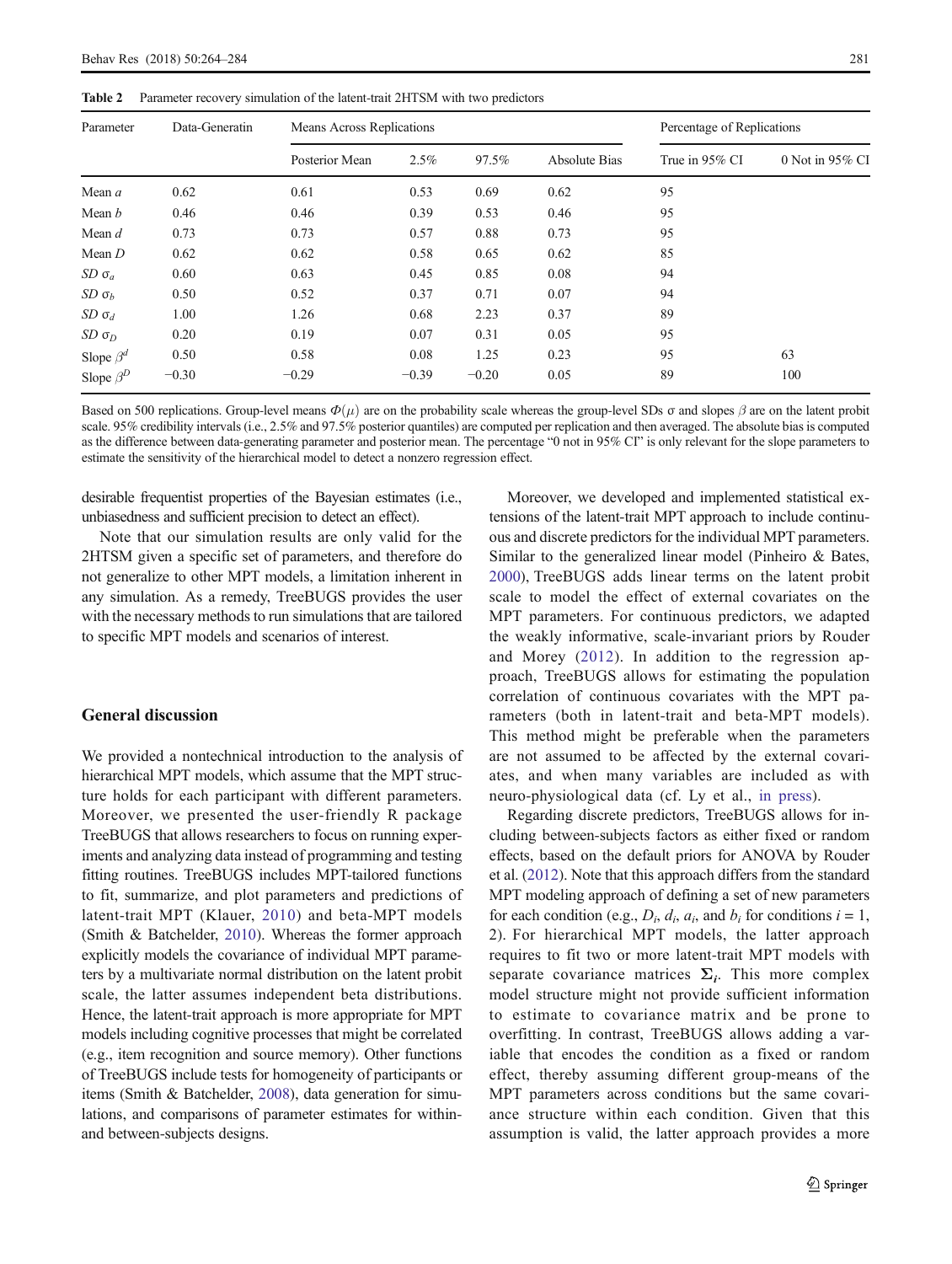**Table 2** Parameter recovery simulation of the latent-trait 2HTSM with two predictors

| Parameter | Data-Generatin | Means Across Replications | | | | Percentage of Replications | |
|---|---|---|---|---|---|---|---|
| | | Posterior Mean | 2.5% | 97.5% | Absolute Bias | True in 95% CI | 0 Not in 95% CI |
| Mean $a$ | 0.62 | 0.61 | 0.53 | 0.69 | 0.62 | 95 | |
| Mean $b$ | 0.46 | 0.46 | 0.39 | 0.53 | 0.46 | 95 | |
| Mean $d$ | 0.73 | 0.73 | 0.57 | 0.88 | 0.73 | 95 | |
| Mean $D$ | 0.62 | 0.62 | 0.58 | 0.65 | 0.62 | 85 | |
| $SD$ $\sigma_a$ | 0.60 | 0.63 | 0.45 | 0.85 | 0.08 | 94 | |
| $SD$ $\sigma_b$ | 0.50 | 0.52 | 0.37 | 0.71 | 0.07 | 94 | |
| $SD$ $\sigma_d$ | 1.00 | 1.26 | 0.68 | 2.23 | 0.37 | 89 | |
| $SD$ $\sigma_D$ | 0.20 | 0.19 | 0.07 | 0.31 | 0.05 | 95 | |
| Slope $\beta^d$ | 0.50 | 0.58 | 0.08 | 1.25 | 0.23 | 95 | 63 |
| Slope $\beta^D$ | −0.30 | −0.29 | −0.39 | −0.20 | 0.05 | 89 | 100 |

Based on 500 replications. Group-level means $\Phi(\mu)$ are on the probability scale whereas the group-level SDs $\sigma$ and slopes $\beta$ are on the latent probit scale. 95% credibility intervals (i.e., 2.5% and 97.5% posterior quantiles) are computed per replication and then averaged. The absolute bias is computed as the difference between data-generating parameter and posterior mean. The percentage "0 not in 95% CI" is only relevant for the slope parameters to estimate the sensitivity of the hierarchical model to detect a nonzero regression effect.

desirable frequentist properties of the Bayesian estimates (i.e., unbiasedness and sufficient precision to detect an effect).

Note that our simulation results are only valid for the 2HTSM given a specific set of parameters, and therefore do not generalize to other MPT models, a limitation inherent in any simulation. As a remedy, TreeBUGS provides the user with the necessary methods to run simulations that are tailored to specific MPT models and scenarios of interest.

## General discussion

We provided a nontechnical introduction to the analysis of hierarchical MPT models, which assume that the MPT structure holds for each participant with different parameters. Moreover, we presented the user-friendly R package TreeBUGS that allows researchers to focus on running experiments and analyzing data instead of programming and testing fitting routines. TreeBUGS includes MPT-tailored functions to fit, summarize, and plot parameters and predictions of latent-trait MPT (Klauer, 2010) and beta-MPT models (Smith & Batchelder, 2010). Whereas the former approach explicitly models the covariance of individual MPT parameters by a multivariate normal distribution on the latent probit scale, the latter assumes independent beta distributions. Hence, the latent-trait approach is more appropriate for MPT models including cognitive processes that might be correlated (e.g., item recognition and source memory). Other functions of TreeBUGS include tests for homogeneity of participants or items (Smith & Batchelder, 2008), data generation for simulations, and comparisons of parameter estimates for within- and between-subjects designs.

Moreover, we developed and implemented statistical extensions of the latent-trait MPT approach to include continuous and discrete predictors for the individual MPT parameters. Similar to the generalized linear model (Pinheiro & Bates, 2000), TreeBUGS adds linear terms on the latent probit scale to model the effect of external covariates on the MPT parameters. For continuous predictors, we adapted the weakly informative, scale-invariant priors by Rouder and Morey (2012). In addition to the regression approach, TreeBUGS allows for estimating the population correlation of continuous covariates with the MPT parameters (both in latent-trait and beta-MPT models). This method might be preferable when the parameters are not assumed to be affected by the external covariates, and when many variables are included as with neuro-physiological data (cf. Ly et al., in press).

Regarding discrete predictors, TreeBUGS allows for including between-subjects factors as either fixed or random effects, based on the default priors for ANOVA by Rouder et al. (2012). Note that this approach differs from the standard MPT modeling approach of defining a set of new parameters for each condition (e.g., $D_i$, $d_i$, $a_i$, and $b_i$ for conditions $i = 1$, 2). For hierarchical MPT models, the latter approach requires to fit two or more latent-trait MPT models with separate covariance matrices $\mathbf{\Sigma}_i$. This more complex model structure might not provide sufficient information to estimate to covariance matrix and be prone to overfitting. In contrast, TreeBUGS allows adding a variable that encodes the condition as a fixed or random effect, thereby assuming different group-means of the MPT parameters across conditions but the same covariance structure within each condition. Given that this assumption is valid, the latter approach provides a more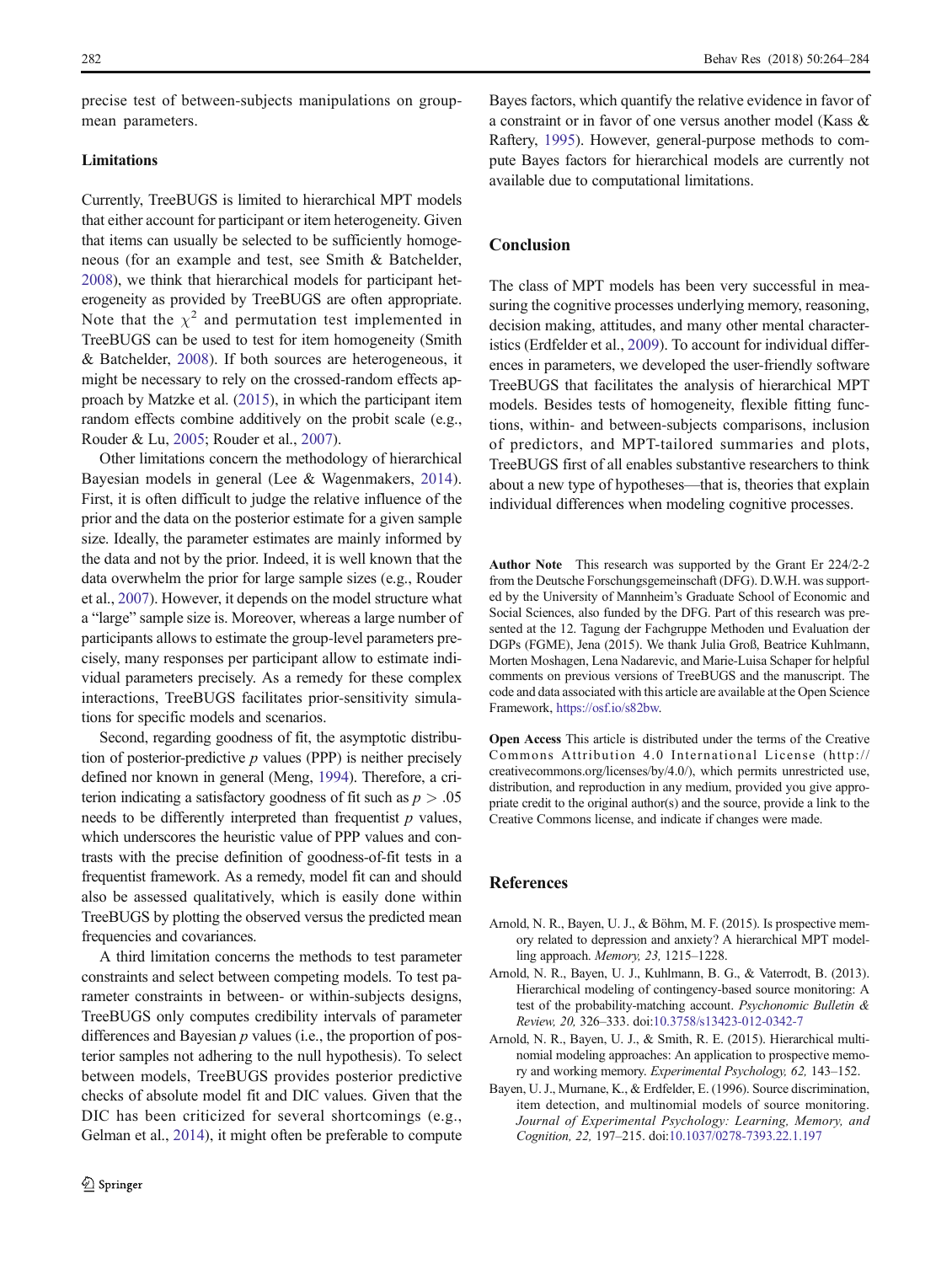precise test of between-subjects manipulations on group-mean parameters.

### Limitations

Currently, TreeBUGS is limited to hierarchical MPT models that either account for participant or item heterogeneity. Given that items can usually be selected to be sufficiently homogeneous (for an example and test, see Smith & Batchelder, 2008), we think that hierarchical models for participant heterogeneity as provided by TreeBUGS are often appropriate. Note that the $\chi^2$ and permutation test implemented in TreeBUGS can be used to test for item homogeneity (Smith & Batchelder, 2008). If both sources are heterogeneous, it might be necessary to rely on the crossed-random effects approach by Matzke et al. (2015), in which the participant item random effects combine additively on the probit scale (e.g., Rouder & Lu, 2005; Rouder et al., 2007).

Other limitations concern the methodology of hierarchical Bayesian models in general (Lee & Wagenmakers, 2014). First, it is often difficult to judge the relative influence of the prior and the data on the posterior estimate for a given sample size. Ideally, the parameter estimates are mainly informed by the data and not by the prior. Indeed, it is well known that the data overwhelm the prior for large sample sizes (e.g., Rouder et al., 2007). However, it depends on the model structure what a "large" sample size is. Moreover, whereas a large number of participants allows to estimate the group-level parameters precisely, many responses per participant allow to estimate individual parameters precisely. As a remedy for these complex interactions, TreeBUGS facilitates prior-sensitivity simulations for specific models and scenarios.

Second, regarding goodness of fit, the asymptotic distribution of posterior-predictive $p$ values (PPP) is neither precisely defined nor known in general (Meng, 1994). Therefore, a criterion indicating a satisfactory goodness of fit such as $p > .05$ needs to be differently interpreted than frequentist $p$ values, which underscores the heuristic value of PPP values and contrasts with the precise definition of goodness-of-fit tests in a frequentist framework. As a remedy, model fit can and should also be assessed qualitatively, which is easily done within TreeBUGS by plotting the observed versus the predicted mean frequencies and covariances.

A third limitation concerns the methods to test parameter constraints and select between competing models. To test parameter constraints in between- or within-subjects designs, TreeBUGS only computes credibility intervals of parameter differences and Bayesian $p$ values (i.e., the proportion of posterior samples not adhering to the null hypothesis). To select between models, TreeBUGS provides posterior predictive checks of absolute model fit and DIC values. Given that the DIC has been criticized for several shortcomings (e.g., Gelman et al., 2014), it might often be preferable to compute Bayes factors, which quantify the relative evidence in favor of a constraint or in favor of one versus another model (Kass & Raftery, 1995). However, general-purpose methods to compute Bayes factors for hierarchical models are currently not available due to computational limitations.

## Conclusion

The class of MPT models has been very successful in measuring the cognitive processes underlying memory, reasoning, decision making, attitudes, and many other mental characteristics (Erdfelder et al., 2009). To account for individual differences in parameters, we developed the user-friendly software TreeBUGS that facilitates the analysis of hierarchical MPT models. Besides tests of homogeneity, flexible fitting functions, within- and between-subjects comparisons, inclusion of predictors, and MPT-tailored summaries and plots, TreeBUGS first of all enables substantive researchers to think about a new type of hypotheses—that is, theories that explain individual differences when modeling cognitive processes.

**Author Note** This research was supported by the Grant Er 224/2-2 from the Deutsche Forschungsgemeinschaft (DFG). D.W.H. was supported by the University of Mannheim's Graduate School of Economic and Social Sciences, also funded by the DFG. Part of this research was presented at the 12. Tagung der Fachgruppe Methoden und Evaluation der DGPs (FGME), Jena (2015). We thank Julia Groß, Beatrice Kuhlmann, Morten Moshagen, Lena Nadarevic, and Marie-Luisa Schaper for helpful comments on previous versions of TreeBUGS and the manuscript. The code and data associated with this article are available at the Open Science Framework, https://osf.io/s82bw.

**Open Access** This article is distributed under the terms of the Creative Commons Attribution 4.0 International License (http://creativecommons.org/licenses/by/4.0/), which permits unrestricted use, distribution, and reproduction in any medium, provided you give appropriate credit to the original author(s) and the source, provide a link to the Creative Commons license, and indicate if changes were made.

## References

Arnold, N. R., Bayen, U. J., & Böhm, M. F. (2015). Is prospective memory related to depression and anxiety? A hierarchical MPT modelling approach. *Memory, 23,* 1215–1228.

Arnold, N. R., Bayen, U. J., Kuhlmann, B. G., & Vaterrodt, B. (2013). Hierarchical modeling of contingency-based source monitoring: A test of the probability-matching account. *Psychonomic Bulletin & Review, 20,* 326–333. doi:10.3758/s13423-012-0342-7

Arnold, N. R., Bayen, U. J., & Smith, R. E. (2015). Hierarchical multinomial modeling approaches: An application to prospective memory and working memory. *Experimental Psychology, 62,* 143–152.

Bayen, U. J., Murnane, K., & Erdfelder, E. (1996). Source discrimination, item detection, and multinomial models of source monitoring. *Journal of Experimental Psychology: Learning, Memory, and Cognition, 22,* 197–215. doi:10.1037/0278-7393.22.1.197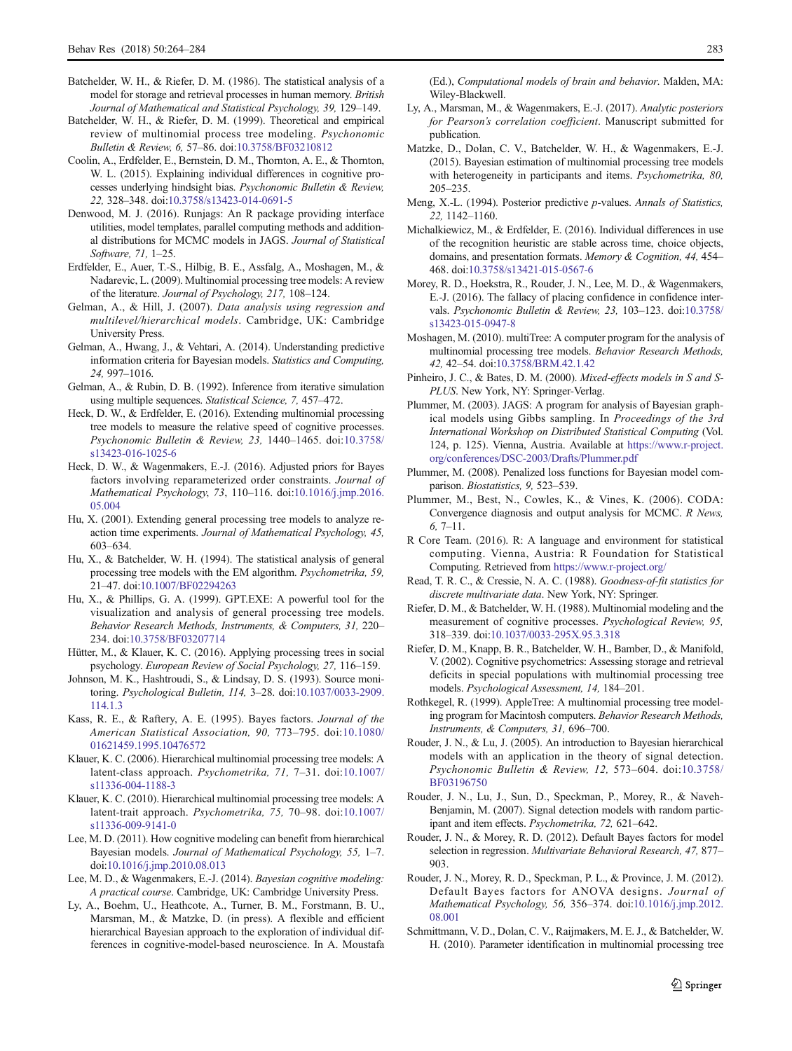Batchelder, W. H., & Riefer, D. M. (1986). The statistical analysis of a model for storage and retrieval processes in human memory. *British Journal of Mathematical and Statistical Psychology, 39,* 129–149.

Batchelder, W. H., & Riefer, D. M. (1999). Theoretical and empirical review of multinomial process tree modeling. *Psychonomic Bulletin & Review, 6,* 57–86. doi:10.3758/BF03210812

Coolin, A., Erdfelder, E., Bernstein, D. M., Thornton, A. E., & Thornton, W. L. (2015). Explaining individual differences in cognitive processes underlying hindsight bias. *Psychonomic Bulletin & Review, 22,* 328–348. doi:10.3758/s13423-014-0691-5

Denwood, M. J. (2016). Runjags: An R package providing interface utilities, model templates, parallel computing methods and additional distributions for MCMC models in JAGS. *Journal of Statistical Software, 71,* 1–25.

Erdfelder, E., Auer, T.-S., Hilbig, B. E., Assfalg, A., Moshagen, M., & Nadarevic, L. (2009). Multinomial processing tree models: A review of the literature. *Journal of Psychology, 217,* 108–124.

Gelman, A., & Hill, J. (2007). *Data analysis using regression and multilevel/hierarchical models*. Cambridge, UK: Cambridge University Press.

Gelman, A., Hwang, J., & Vehtari, A. (2014). Understanding predictive information criteria for Bayesian models. *Statistics and Computing, 24,* 997–1016.

Gelman, A., & Rubin, D. B. (1992). Inference from iterative simulation using multiple sequences. *Statistical Science, 7,* 457–472.

Heck, D. W., & Erdfelder, E. (2016). Extending multinomial processing tree models to measure the relative speed of cognitive processes. *Psychonomic Bulletin & Review, 23,* 1440–1465. doi:10.3758/s13423-016-1025-6

Heck, D. W., & Wagenmakers, E.-J. (2016). Adjusted priors for Bayes factors involving reparameterized order constraints. *Journal of Mathematical Psychology*, *73*, 110–116. doi:10.1016/j.jmp.2016.05.004

Hu, X. (2001). Extending general processing tree models to analyze reaction time experiments. *Journal of Mathematical Psychology, 45,* 603–634.

Hu, X., & Batchelder, W. H. (1994). The statistical analysis of general processing tree models with the EM algorithm. *Psychometrika, 59,* 21–47. doi:10.1007/BF02294263

Hu, X., & Phillips, G. A. (1999). GPT.EXE: A powerful tool for the visualization and analysis of general processing tree models. *Behavior Research Methods, Instruments, & Computers, 31,* 220–234. doi:10.3758/BF03207714

Hütter, M., & Klauer, K. C. (2016). Applying processing trees in social psychology. *European Review of Social Psychology, 27,* 116–159.

Johnson, M. K., Hashtroudi, S., & Lindsay, D. S. (1993). Source monitoring. *Psychological Bulletin, 114,* 3–28. doi:10.1037/0033-2909.114.1.3

Kass, R. E., & Raftery, A. E. (1995). Bayes factors. *Journal of the American Statistical Association, 90,* 773–795. doi:10.1080/01621459.1995.10476572

Klauer, K. C. (2006). Hierarchical multinomial processing tree models: A latent-class approach. *Psychometrika, 71,* 7–31. doi:10.1007/s11336-004-1188-3

Klauer, K. C. (2010). Hierarchical multinomial processing tree models: A latent-trait approach. *Psychometrika, 75,* 70–98. doi:10.1007/s11336-009-9141-0

Lee, M. D. (2011). How cognitive modeling can benefit from hierarchical Bayesian models. *Journal of Mathematical Psychology, 55,* 1–7. doi:10.1016/j.jmp.2010.08.013

Lee, M. D., & Wagenmakers, E.-J. (2014). *Bayesian cognitive modeling: A practical course*. Cambridge, UK: Cambridge University Press.

Ly, A., Boehm, U., Heathcote, A., Turner, B. M., Forstmann, B. U., Marsman, M., & Matzke, D. (in press). A flexible and efficient hierarchical Bayesian approach to the exploration of individual differences in cognitive-model-based neuroscience. In A. Moustafa (Ed.), *Computational models of brain and behavior*. Malden, MA: Wiley-Blackwell.

Ly, A., Marsman, M., & Wagenmakers, E.-J. (2017). *Analytic posteriors for Pearson's correlation coefficient*. Manuscript submitted for publication.

Matzke, D., Dolan, C. V., Batchelder, W. H., & Wagenmakers, E.-J. (2015). Bayesian estimation of multinomial processing tree models with heterogeneity in participants and items. *Psychometrika, 80,* 205–235.

Meng, X.-L. (1994). Posterior predictive *p*-values. *Annals of Statistics, 22,* 1142–1160.

Michalkiewicz, M., & Erdfelder, E. (2016). Individual differences in use of the recognition heuristic are stable across time, choice objects, domains, and presentation formats. *Memory & Cognition, 44,* 454–468. doi:10.3758/s13421-015-0567-6

Morey, R. D., Hoekstra, R., Rouder, J. N., Lee, M. D., & Wagenmakers, E.-J. (2016). The fallacy of placing confidence in confidence intervals. *Psychonomic Bulletin & Review, 23,* 103–123. doi:10.3758/s13423-015-0947-8

Moshagen, M. (2010). multiTree: A computer program for the analysis of multinomial processing tree models. *Behavior Research Methods, 42,* 42–54. doi:10.3758/BRM.42.1.42

Pinheiro, J. C., & Bates, D. M. (2000). *Mixed-effects models in S and S-PLUS*. New York, NY: Springer-Verlag.

Plummer, M. (2003). JAGS: A program for analysis of Bayesian graphical models using Gibbs sampling. In *Proceedings of the 3rd International Workshop on Distributed Statistical Computing* (Vol. 124, p. 125). Vienna, Austria. Available at https://www.r-project.org/conferences/DSC-2003/Drafts/Plummer.pdf

Plummer, M. (2008). Penalized loss functions for Bayesian model comparison. *Biostatistics, 9,* 523–539.

Plummer, M., Best, N., Cowles, K., & Vines, K. (2006). CODA: Convergence diagnosis and output analysis for MCMC. *R News, 6,* 7–11.

R Core Team. (2016). R: A language and environment for statistical computing. Vienna, Austria: R Foundation for Statistical Computing. Retrieved from https://www.r-project.org/

Read, T. R. C., & Cressie, N. A. C. (1988). *Goodness-of-fit statistics for discrete multivariate data*. New York, NY: Springer.

Riefer, D. M., & Batchelder, W. H. (1988). Multinomial modeling and the measurement of cognitive processes. *Psychological Review, 95,* 318–339. doi:10.1037/0033-295X.95.3.318

Riefer, D. M., Knapp, B. R., Batchelder, W. H., Bamber, D., & Manifold, V. (2002). Cognitive psychometrics: Assessing storage and retrieval deficits in special populations with multinomial processing tree models. *Psychological Assessment, 14,* 184–201.

Rothkegel, R. (1999). AppleTree: A multinomial processing tree modeling program for Macintosh computers. *Behavior Research Methods, Instruments, & Computers, 31,* 696–700.

Rouder, J. N., & Lu, J. (2005). An introduction to Bayesian hierarchical models with an application in the theory of signal detection. *Psychonomic Bulletin & Review, 12,* 573–604. doi:10.3758/BF03196750

Rouder, J. N., Lu, J., Sun, D., Speckman, P., Morey, R., & Naveh-Benjamin, M. (2007). Signal detection models with random participant and item effects. *Psychometrika, 72,* 621–642.

Rouder, J. N., & Morey, R. D. (2012). Default Bayes factors for model selection in regression. *Multivariate Behavioral Research, 47,* 877–903.

Rouder, J. N., Morey, R. D., Speckman, P. L., & Province, J. M. (2012). Default Bayes factors for ANOVA designs. *Journal of Mathematical Psychology, 56,* 356–374. doi:10.1016/j.jmp.2012.08.001

Schmittmann, V. D., Dolan, C. V., Raijmakers, M. E. J., & Batchelder, W. H. (2010). Parameter identification in multinomial processing tree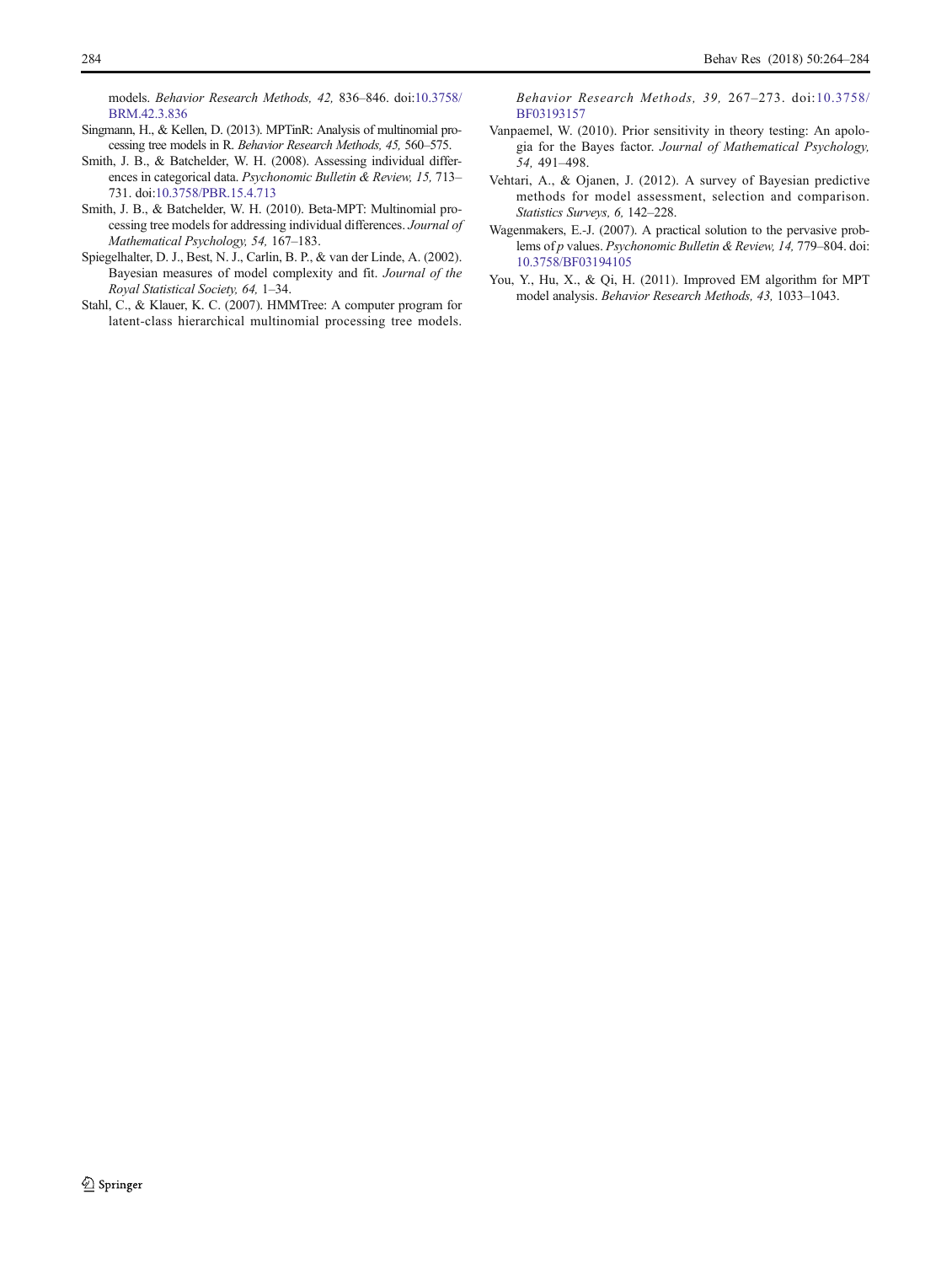models. *Behavior Research Methods, 42,* 836–846. doi:10.3758/BRM.42.3.836

Singmann, H., & Kellen, D. (2013). MPTinR: Analysis of multinomial processing tree models in R. *Behavior Research Methods, 45,* 560–575.

Smith, J. B., & Batchelder, W. H. (2008). Assessing individual differences in categorical data. *Psychonomic Bulletin & Review, 15,* 713–731. doi:10.3758/PBR.15.4.713

Smith, J. B., & Batchelder, W. H. (2010). Beta-MPT: Multinomial processing tree models for addressing individual differences. *Journal of Mathematical Psychology, 54,* 167–183.

Spiegelhalter, D. J., Best, N. J., Carlin, B. P., & van der Linde, A. (2002). Bayesian measures of model complexity and fit. *Journal of the Royal Statistical Society, 64,* 1–34.

Stahl, C., & Klauer, K. C. (2007). HMMTree: A computer program for latent-class hierarchical multinomial processing tree models. *Behavior Research Methods, 39,* 267–273. doi:10.3758/BF03193157

Vanpaemel, W. (2010). Prior sensitivity in theory testing: An apologia for the Bayes factor. *Journal of Mathematical Psychology, 54,* 491–498.

Vehtari, A., & Ojanen, J. (2012). A survey of Bayesian predictive methods for model assessment, selection and comparison. *Statistics Surveys, 6,* 142–228.

Wagenmakers, E.-J. (2007). A practical solution to the pervasive problems of *p* values. *Psychonomic Bulletin & Review, 14,* 779–804. doi:10.3758/BF03194105

You, Y., Hu, X., & Qi, H. (2011). Improved EM algorithm for MPT model analysis. *Behavior Research Methods, 43,* 1033–1043.